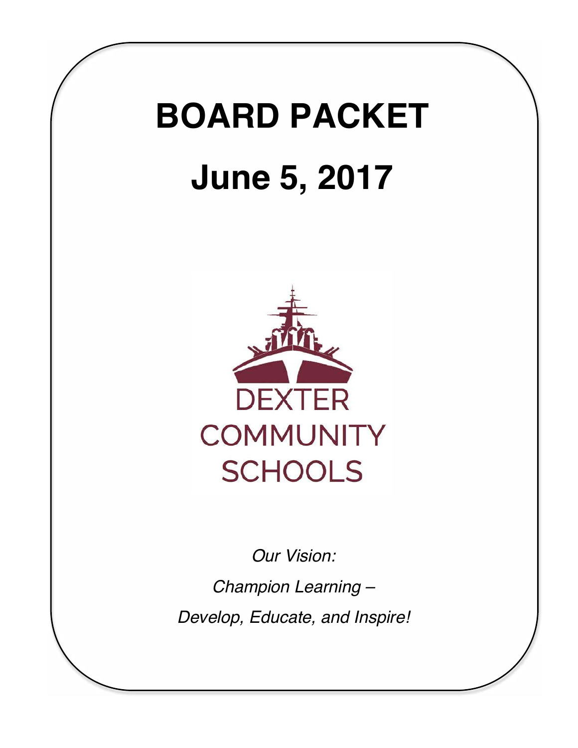# BOARD PACKET

# June 5, 2017

DEXTER
COMMUNITY
SCHOOLS

*Our Vision:*

*Champion Learning –*

*Develop, Educate, and Inspire!*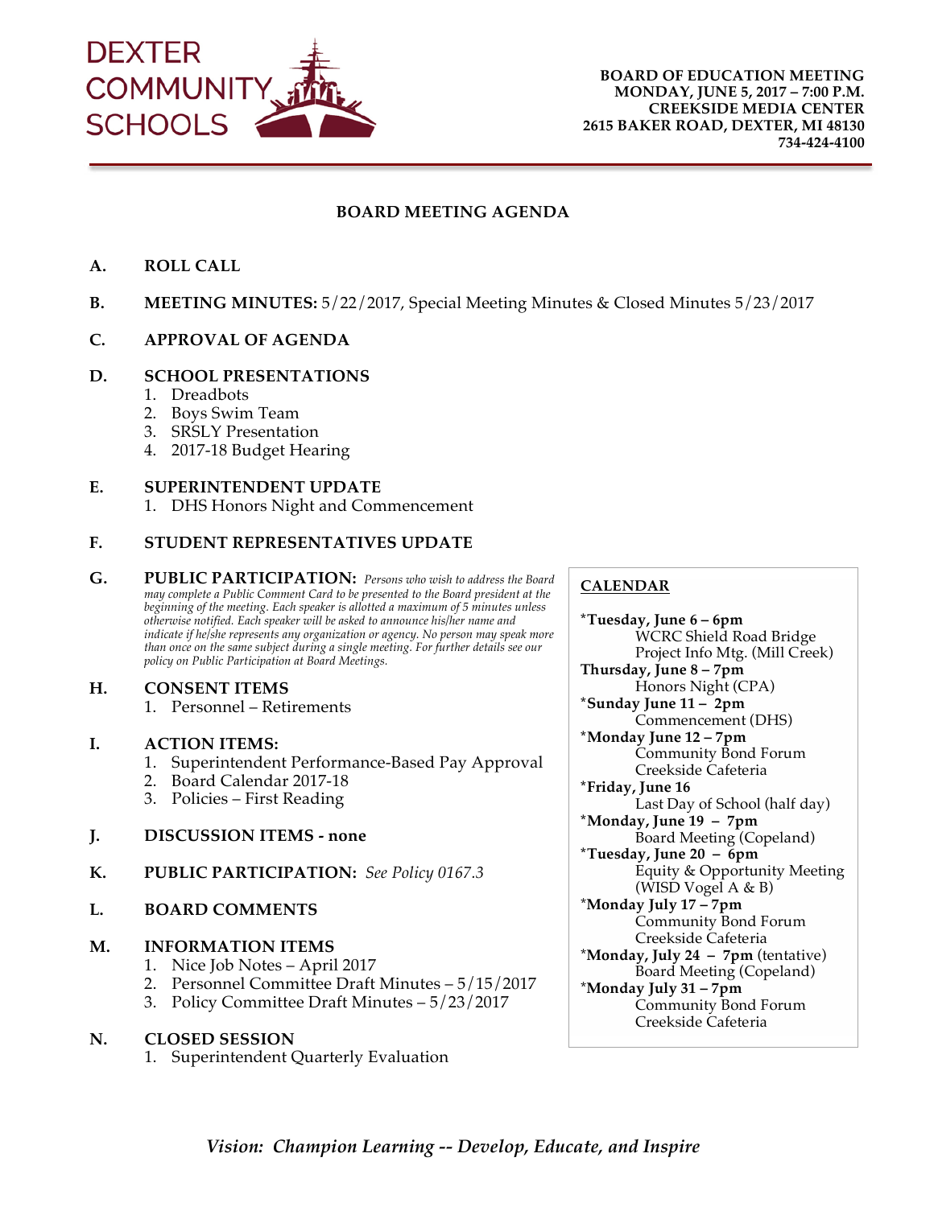DEXTER COMMUNITY SCHOOLS

**BOARD OF EDUCATION MEETING**
**MONDAY, JUNE 5, 2017 – 7:00 P.M.**
**CREEKSIDE MEDIA CENTER**
**2615 BAKER ROAD, DEXTER, MI 48130**
**734-424-4100**

## BOARD MEETING AGENDA

**A. ROLL CALL**

**B. MEETING MINUTES:** 5/22/2017, Special Meeting Minutes & Closed Minutes 5/23/2017

**C. APPROVAL OF AGENDA**

**D. SCHOOL PRESENTATIONS**
1. Dreadbots
2. Boys Swim Team
3. SRSLY Presentation
4. 2017-18 Budget Hearing

**E. SUPERINTENDENT UPDATE**
1. DHS Honors Night and Commencement

**F. STUDENT REPRESENTATIVES UPDATE**

**G. PUBLIC PARTICIPATION:** *Persons who wish to address the Board may complete a Public Comment Card to be presented to the Board president at the beginning of the meeting. Each speaker is allotted a maximum of 5 minutes unless otherwise notified. Each speaker will be asked to announce his/her name and indicate if he/she represents any organization or agency. No person may speak more than once on the same subject during a single meeting. For further details see our policy on Public Participation at Board Meetings.*

**H. CONSENT ITEMS**
1. Personnel – Retirements

**I. ACTION ITEMS:**
1. Superintendent Performance-Based Pay Approval
2. Board Calendar 2017-18
3. Policies – First Reading

**J. DISCUSSION ITEMS - none**

**K. PUBLIC PARTICIPATION:** *See Policy 0167.3*

**L. BOARD COMMENTS**

**M. INFORMATION ITEMS**
1. Nice Job Notes – April 2017
2. Personnel Committee Draft Minutes – 5/15/2017
3. Policy Committee Draft Minutes – 5/23/2017

**N. CLOSED SESSION**
1. Superintendent Quarterly Evaluation

**CALENDAR**

***Tuesday, June 6 – 6pm**
WCRC Shield Road Bridge
Project Info Mtg. (Mill Creek)

**Thursday, June 8 – 7pm**
Honors Night (CPA)

***Sunday June 11 – 2pm**
Commencement (DHS)

***Monday June 12 – 7pm**
Community Bond Forum
Creekside Cafeteria

***Friday, June 16**
Last Day of School (half day)

***Monday, June 19 – 7pm**
Board Meeting (Copeland)

***Tuesday, June 20 – 6pm**
Equity & Opportunity Meeting
(WISD Vogel A & B)

***Monday July 17 – 7pm**
Community Bond Forum
Creekside Cafeteria

***Monday, July 24 – 7pm** (tentative)
Board Meeting (Copeland)

***Monday July 31 – 7pm**
Community Bond Forum
Creekside Cafeteria

*Vision: Champion Learning -- Develop, Educate, and Inspire*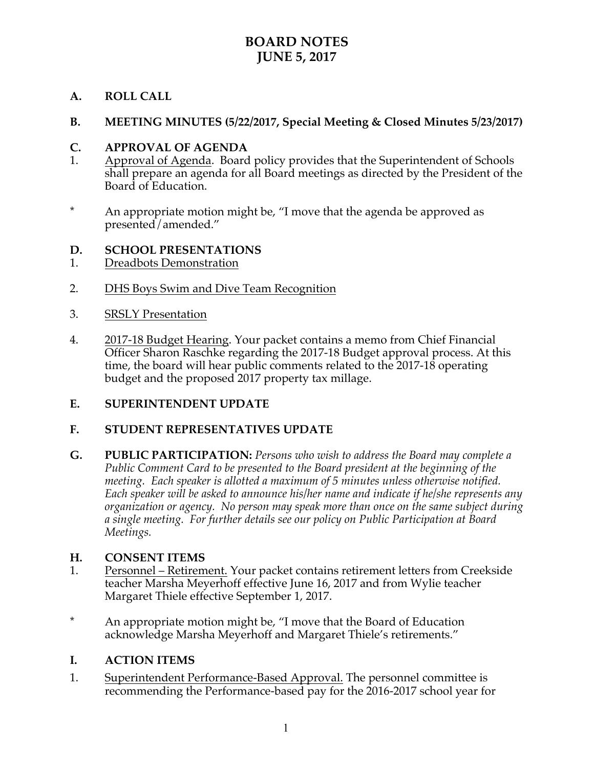# BOARD NOTES
# JUNE 5, 2017

## A. ROLL CALL

## B. MEETING MINUTES (5/22/2017, Special Meeting & Closed Minutes 5/23/2017)

## C. APPROVAL OF AGENDA

1. Approval of Agenda. Board policy provides that the Superintendent of Schools shall prepare an agenda for all Board meetings as directed by the President of the Board of Education.

* An appropriate motion might be, "I move that the agenda be approved as presented/amended."

## D. SCHOOL PRESENTATIONS

1. Dreadbots Demonstration

2. DHS Boys Swim and Dive Team Recognition

3. SRSLY Presentation

4. 2017-18 Budget Hearing. Your packet contains a memo from Chief Financial Officer Sharon Raschke regarding the 2017-18 Budget approval process. At this time, the board will hear public comments related to the 2017-18 operating budget and the proposed 2017 property tax millage.

## E. SUPERINTENDENT UPDATE

## F. STUDENT REPRESENTATIVES UPDATE

## G. PUBLIC PARTICIPATION: *Persons who wish to address the Board may complete a Public Comment Card to be presented to the Board president at the beginning of the meeting. Each speaker is allotted a maximum of 5 minutes unless otherwise notified. Each speaker will be asked to announce his/her name and indicate if he/she represents any organization or agency. No person may speak more than once on the same subject during a single meeting. For further details see our policy on Public Participation at Board Meetings.*

## H. CONSENT ITEMS

1. Personnel – Retirement. Your packet contains retirement letters from Creekside teacher Marsha Meyerhoff effective June 16, 2017 and from Wylie teacher Margaret Thiele effective September 1, 2017.

* An appropriate motion might be, "I move that the Board of Education acknowledge Marsha Meyerhoff and Margaret Thiele's retirements."

## I. ACTION ITEMS

1. Superintendent Performance-Based Approval. The personnel committee is recommending the Performance-based pay for the 2016-2017 school year for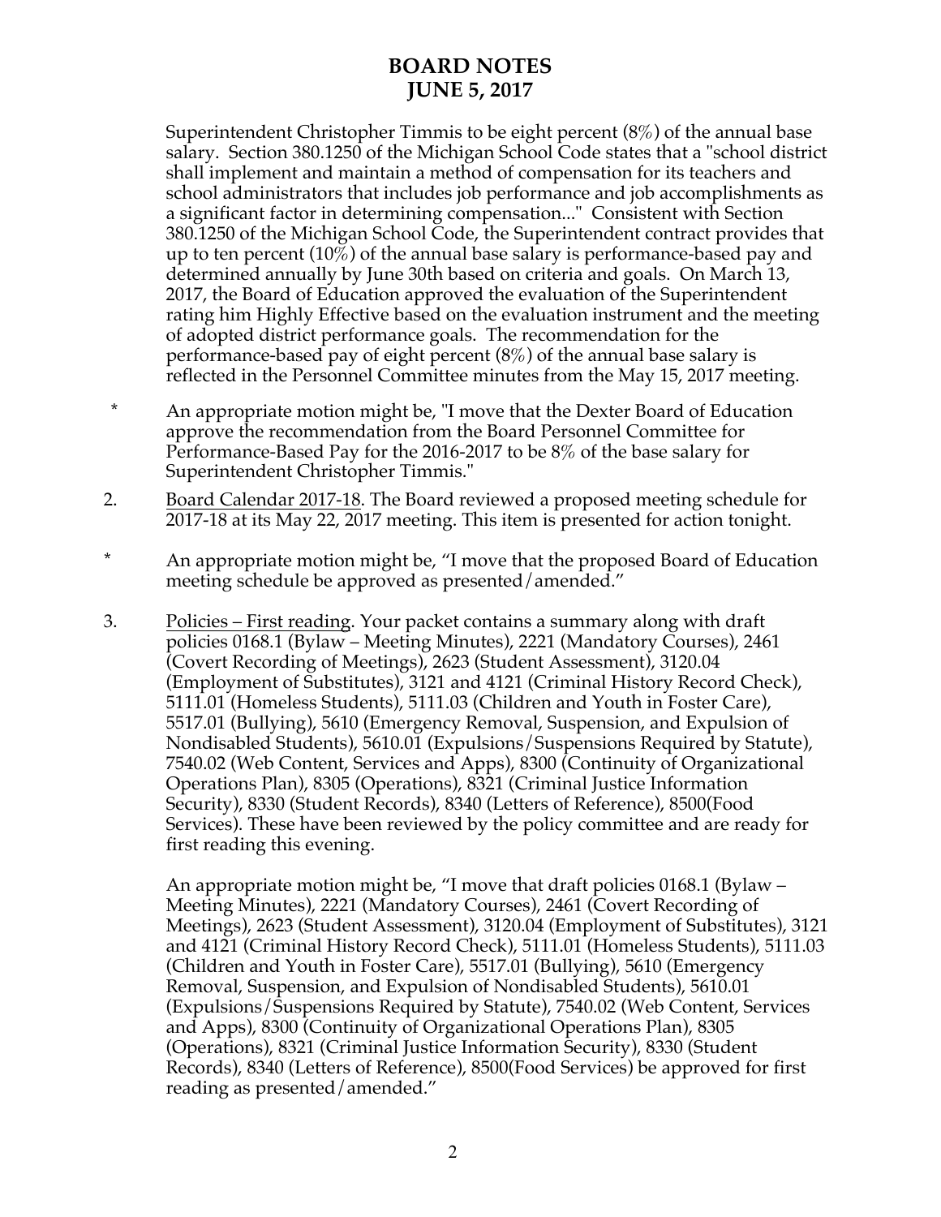# BOARD NOTES
# JUNE 5, 2017

Superintendent Christopher Timmis to be eight percent (8%) of the annual base salary. Section 380.1250 of the Michigan School Code states that a "school district shall implement and maintain a method of compensation for its teachers and school administrators that includes job performance and job accomplishments as a significant factor in determining compensation..." Consistent with Section 380.1250 of the Michigan School Code, the Superintendent contract provides that up to ten percent (10%) of the annual base salary is performance-based pay and determined annually by June 30th based on criteria and goals. On March 13, 2017, the Board of Education approved the evaluation of the Superintendent rating him Highly Effective based on the evaluation instrument and the meeting of adopted district performance goals. The recommendation for the performance-based pay of eight percent (8%) of the annual base salary is reflected in the Personnel Committee minutes from the May 15, 2017 meeting.

\* An appropriate motion might be, "I move that the Dexter Board of Education approve the recommendation from the Board Personnel Committee for Performance-Based Pay for the 2016-2017 to be 8% of the base salary for Superintendent Christopher Timmis."

2. <u>Board Calendar 2017-18</u>. The Board reviewed a proposed meeting schedule for 2017-18 at its May 22, 2017 meeting. This item is presented for action tonight.

\* An appropriate motion might be, "I move that the proposed Board of Education meeting schedule be approved as presented/amended."

3. <u>Policies – First reading</u>. Your packet contains a summary along with draft policies 0168.1 (Bylaw – Meeting Minutes), 2221 (Mandatory Courses), 2461 (Covert Recording of Meetings), 2623 (Student Assessment), 3120.04 (Employment of Substitutes), 3121 and 4121 (Criminal History Record Check), 5111.01 (Homeless Students), 5111.03 (Children and Youth in Foster Care), 5517.01 (Bullying), 5610 (Emergency Removal, Suspension, and Expulsion of Nondisabled Students), 5610.01 (Expulsions/Suspensions Required by Statute), 7540.02 (Web Content, Services and Apps), 8300 (Continuity of Organizational Operations Plan), 8305 (Operations), 8321 (Criminal Justice Information Security), 8330 (Student Records), 8340 (Letters of Reference), 8500(Food Services). These have been reviewed by the policy committee and are ready for first reading this evening.

   An appropriate motion might be, "I move that draft policies 0168.1 (Bylaw – Meeting Minutes), 2221 (Mandatory Courses), 2461 (Covert Recording of Meetings), 2623 (Student Assessment), 3120.04 (Employment of Substitutes), 3121 and 4121 (Criminal History Record Check), 5111.01 (Homeless Students), 5111.03 (Children and Youth in Foster Care), 5517.01 (Bullying), 5610 (Emergency Removal, Suspension, and Expulsion of Nondisabled Students), 5610.01 (Expulsions/Suspensions Required by Statute), 7540.02 (Web Content, Services and Apps), 8300 (Continuity of Organizational Operations Plan), 8305 (Operations), 8321 (Criminal Justice Information Security), 8330 (Student Records), 8340 (Letters of Reference), 8500(Food Services) be approved for first reading as presented/amended."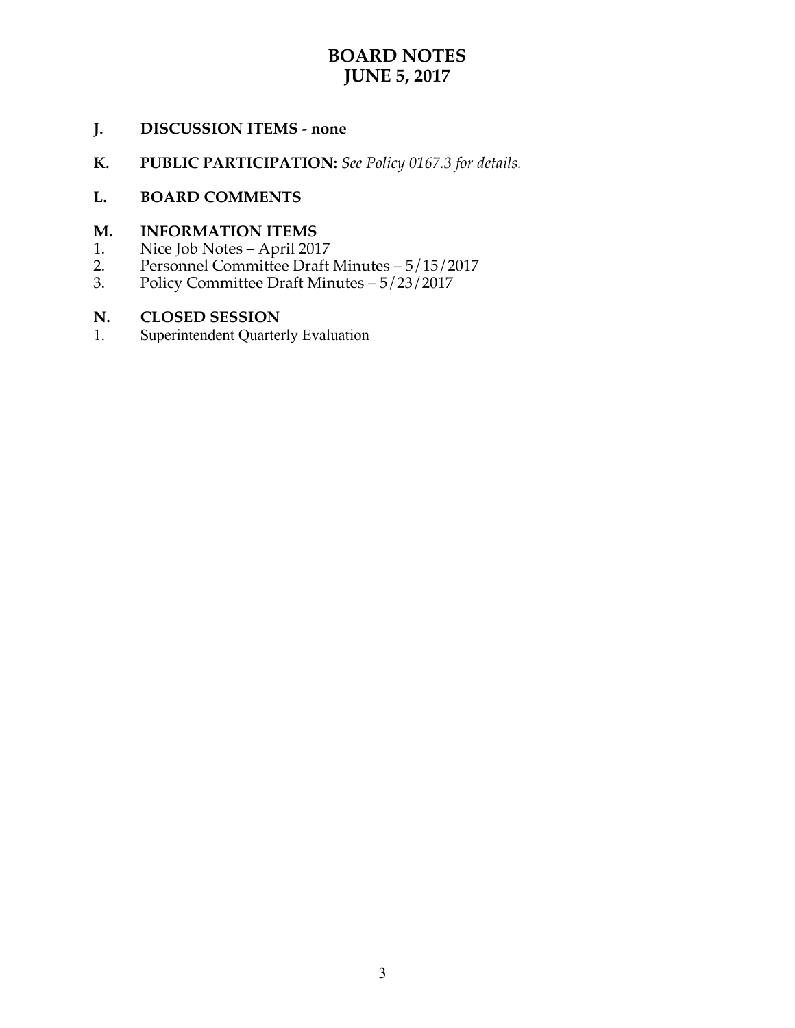# BOARD NOTES
# JUNE 5, 2017

**J. DISCUSSION ITEMS - none**

**K. PUBLIC PARTICIPATION:** *See Policy 0167.3 for details.*

**L. BOARD COMMENTS**

**M. INFORMATION ITEMS**

1. Nice Job Notes – April 2017
2. Personnel Committee Draft Minutes – 5/15/2017
3. Policy Committee Draft Minutes – 5/23/2017

**N. CLOSED SESSION**

1. Superintendent Quarterly Evaluation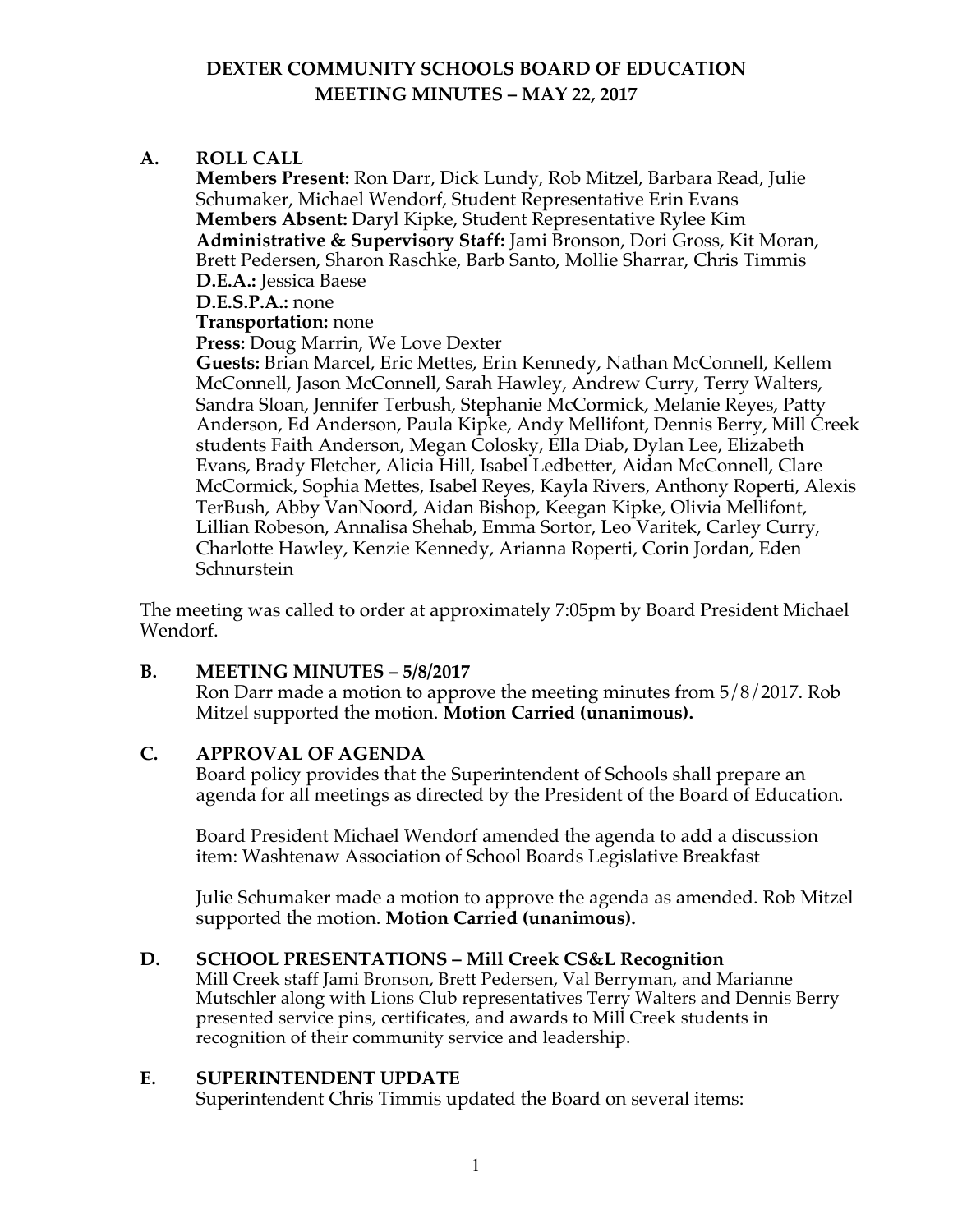# DEXTER COMMUNITY SCHOOLS BOARD OF EDUCATION
## MEETING MINUTES – MAY 22, 2017

### A. ROLL CALL

**Members Present:** Ron Darr, Dick Lundy, Rob Mitzel, Barbara Read, Julie Schumaker, Michael Wendorf, Student Representative Erin Evans
**Members Absent:** Daryl Kipke, Student Representative Rylee Kim
**Administrative & Supervisory Staff:** Jami Bronson, Dori Gross, Kit Moran, Brett Pedersen, Sharon Raschke, Barb Santo, Mollie Sharrar, Chris Timmis
**D.E.A.:** Jessica Baese
**D.E.S.P.A.:** none
**Transportation:** none
**Press:** Doug Marrin, We Love Dexter
**Guests:** Brian Marcel, Eric Mettes, Erin Kennedy, Nathan McConnell, Kellem McConnell, Jason McConnell, Sarah Hawley, Andrew Curry, Terry Walters, Sandra Sloan, Jennifer Terbush, Stephanie McCormick, Melanie Reyes, Patty Anderson, Ed Anderson, Paula Kipke, Andy Mellifont, Dennis Berry, Mill Creek students Faith Anderson, Megan Colosky, Ella Diab, Dylan Lee, Elizabeth Evans, Brady Fletcher, Alicia Hill, Isabel Ledbetter, Aidan McConnell, Clare McCormick, Sophia Mettes, Isabel Reyes, Kayla Rivers, Anthony Roperti, Alexis TerBush, Abby VanNoord, Aidan Bishop, Keegan Kipke, Olivia Mellifont, Lillian Robeson, Annalisa Shehab, Emma Sortor, Leo Varitek, Carley Curry, Charlotte Hawley, Kenzie Kennedy, Arianna Roperti, Corin Jordan, Eden Schnurstein

The meeting was called to order at approximately 7:05pm by Board President Michael Wendorf.

### B. MEETING MINUTES – 5/8/2017

Ron Darr made a motion to approve the meeting minutes from 5/8/2017. Rob Mitzel supported the motion. **Motion Carried (unanimous).**

### C. APPROVAL OF AGENDA

Board policy provides that the Superintendent of Schools shall prepare an agenda for all meetings as directed by the President of the Board of Education.

Board President Michael Wendorf amended the agenda to add a discussion item: Washtenaw Association of School Boards Legislative Breakfast

Julie Schumaker made a motion to approve the agenda as amended. Rob Mitzel supported the motion. **Motion Carried (unanimous).**

### D. SCHOOL PRESENTATIONS – Mill Creek CS&L Recognition

Mill Creek staff Jami Bronson, Brett Pedersen, Val Berryman, and Marianne Mutschler along with Lions Club representatives Terry Walters and Dennis Berry presented service pins, certificates, and awards to Mill Creek students in recognition of their community service and leadership.

### E. SUPERINTENDENT UPDATE

Superintendent Chris Timmis updated the Board on several items: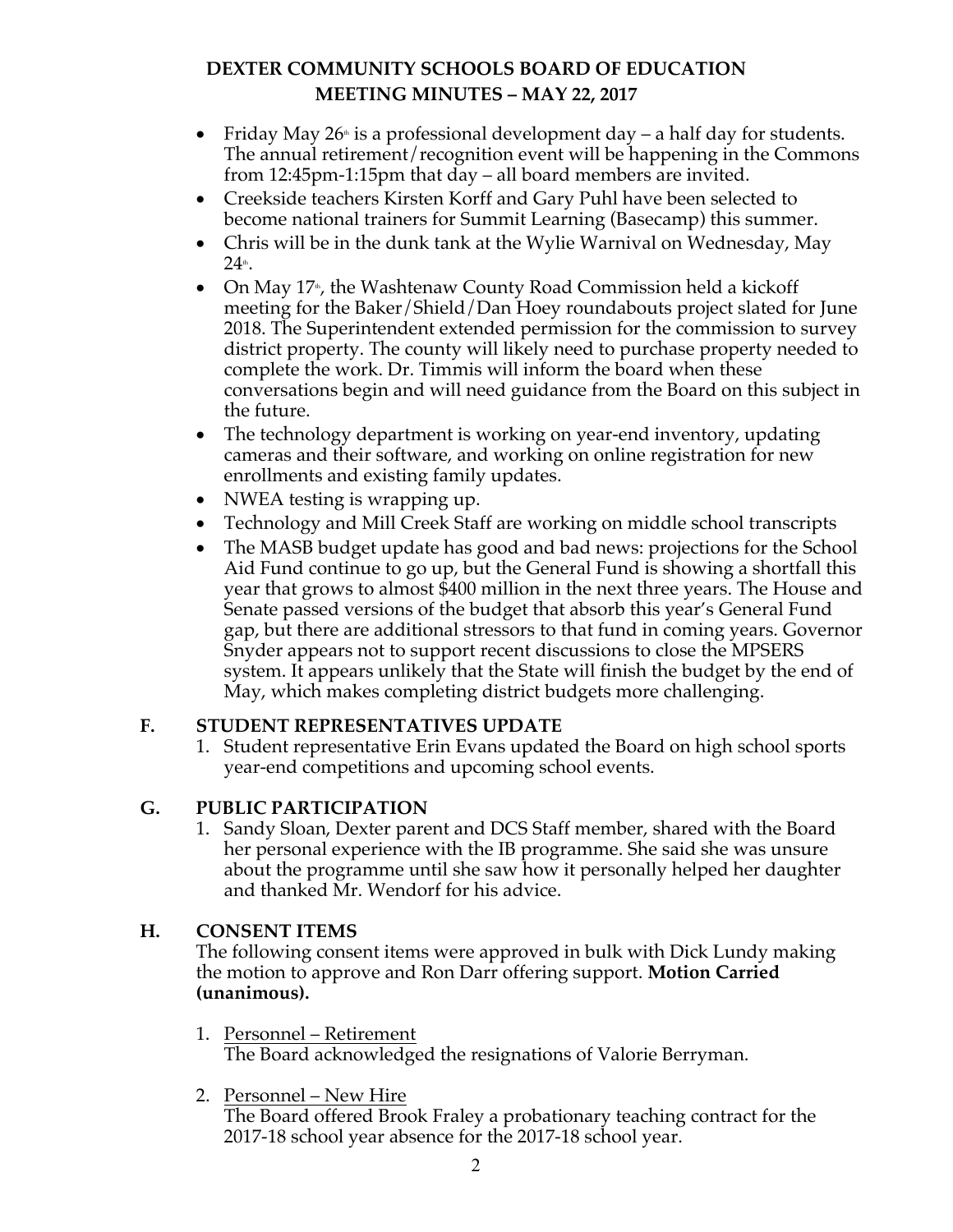- Friday May 26th is a professional development day – a half day for students. The annual retirement/recognition event will be happening in the Commons from 12:45pm-1:15pm that day – all board members are invited.
- Creekside teachers Kirsten Korff and Gary Puhl have been selected to become national trainers for Summit Learning (Basecamp) this summer.
- Chris will be in the dunk tank at the Wylie Warnival on Wednesday, May 24th.
- On May 17th, the Washtenaw County Road Commission held a kickoff meeting for the Baker/Shield/Dan Hoey roundabouts project slated for June 2018. The Superintendent extended permission for the commission to survey district property. The county will likely need to purchase property needed to complete the work. Dr. Timmis will inform the board when these conversations begin and will need guidance from the Board on this subject in the future.
- The technology department is working on year-end inventory, updating cameras and their software, and working on online registration for new enrollments and existing family updates.
- NWEA testing is wrapping up.
- Technology and Mill Creek Staff are working on middle school transcripts
- The MASB budget update has good and bad news: projections for the School Aid Fund continue to go up, but the General Fund is showing a shortfall this year that grows to almost $400 million in the next three years. The House and Senate passed versions of the budget that absorb this year's General Fund gap, but there are additional stressors to that fund in coming years. Governor Snyder appears not to support recent discussions to close the MPSERS system. It appears unlikely that the State will finish the budget by the end of May, which makes completing district budgets more challenging.

## F. STUDENT REPRESENTATIVES UPDATE

1. Student representative Erin Evans updated the Board on high school sports year-end competitions and upcoming school events.

## G. PUBLIC PARTICIPATION

1. Sandy Sloan, Dexter parent and DCS Staff member, shared with the Board her personal experience with the IB programme. She said she was unsure about the programme until she saw how it personally helped her daughter and thanked Mr. Wendorf for his advice.

## H. CONSENT ITEMS

The following consent items were approved in bulk with Dick Lundy making the motion to approve and Ron Darr offering support. **Motion Carried (unanimous).**

1. Personnel – Retirement
   The Board acknowledged the resignations of Valorie Berryman.

2. Personnel – New Hire
   The Board offered Brook Fraley a probationary teaching contract for the 2017-18 school year absence for the 2017-18 school year.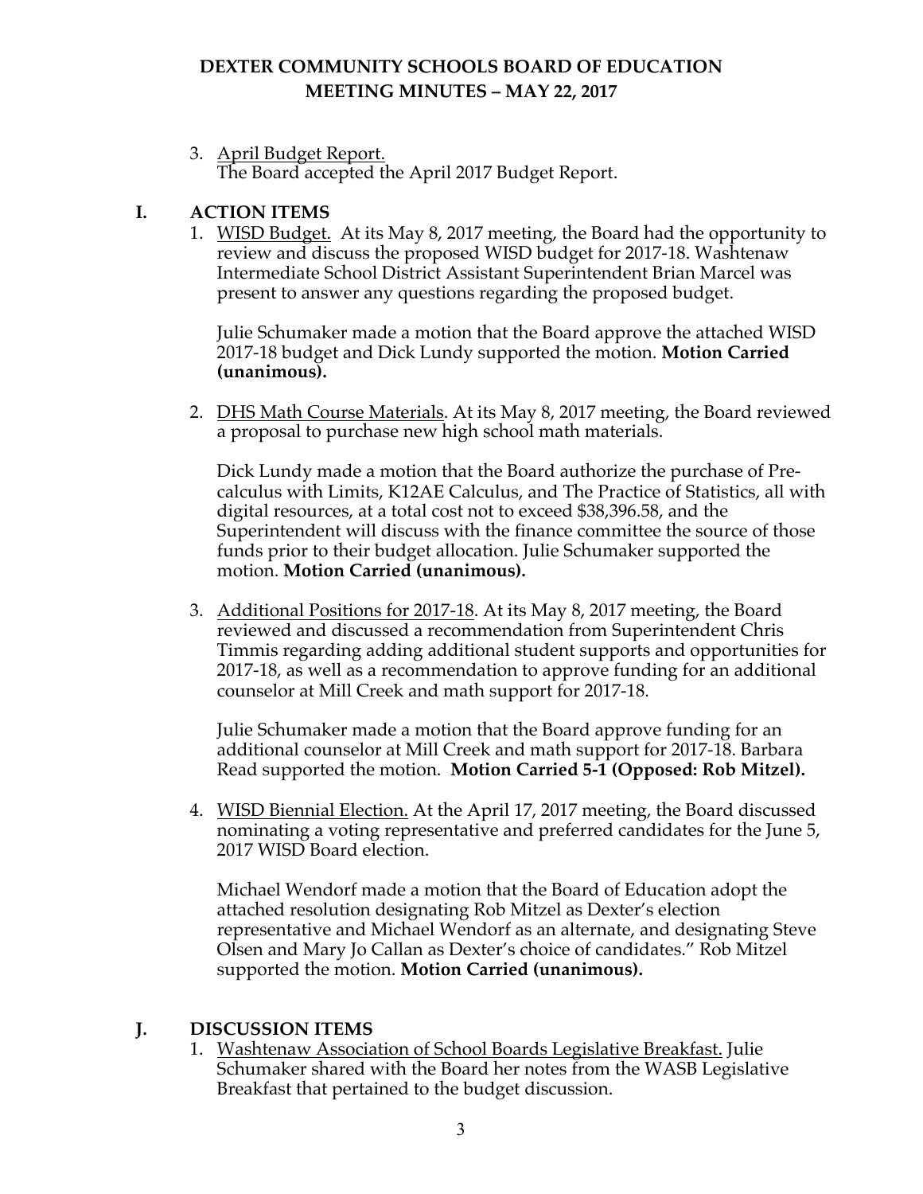# DEXTER COMMUNITY SCHOOLS BOARD OF EDUCATION MEETING MINUTES – MAY 22, 2017

3. <u>April Budget Report.</u>
   The Board accepted the April 2017 Budget Report.

## I. ACTION ITEMS

1. <u>WISD Budget.</u> At its May 8, 2017 meeting, the Board had the opportunity to review and discuss the proposed WISD budget for 2017-18. Washtenaw Intermediate School District Assistant Superintendent Brian Marcel was present to answer any questions regarding the proposed budget.

   Julie Schumaker made a motion that the Board approve the attached WISD 2017-18 budget and Dick Lundy supported the motion. **Motion Carried (unanimous).**

2. <u>DHS Math Course Materials</u>. At its May 8, 2017 meeting, the Board reviewed a proposal to purchase new high school math materials.

   Dick Lundy made a motion that the Board authorize the purchase of Pre-calculus with Limits, K12AE Calculus, and The Practice of Statistics, all with digital resources, at a total cost not to exceed $38,396.58, and the Superintendent will discuss with the finance committee the source of those funds prior to their budget allocation. Julie Schumaker supported the motion. **Motion Carried (unanimous).**

3. <u>Additional Positions for 2017-18</u>. At its May 8, 2017 meeting, the Board reviewed and discussed a recommendation from Superintendent Chris Timmis regarding adding additional student supports and opportunities for 2017-18, as well as a recommendation to approve funding for an additional counselor at Mill Creek and math support for 2017-18.

   Julie Schumaker made a motion that the Board approve funding for an additional counselor at Mill Creek and math support for 2017-18. Barbara Read supported the motion. **Motion Carried 5-1 (Opposed: Rob Mitzel).**

4. <u>WISD Biennial Election.</u> At the April 17, 2017 meeting, the Board discussed nominating a voting representative and preferred candidates for the June 5, 2017 WISD Board election.

   Michael Wendorf made a motion that the Board of Education adopt the attached resolution designating Rob Mitzel as Dexter's election representative and Michael Wendorf as an alternate, and designating Steve Olsen and Mary Jo Callan as Dexter's choice of candidates." Rob Mitzel supported the motion. **Motion Carried (unanimous).**

## J. DISCUSSION ITEMS

1. <u>Washtenaw Association of School Boards Legislative Breakfast.</u> Julie Schumaker shared with the Board her notes from the WASB Legislative Breakfast that pertained to the budget discussion.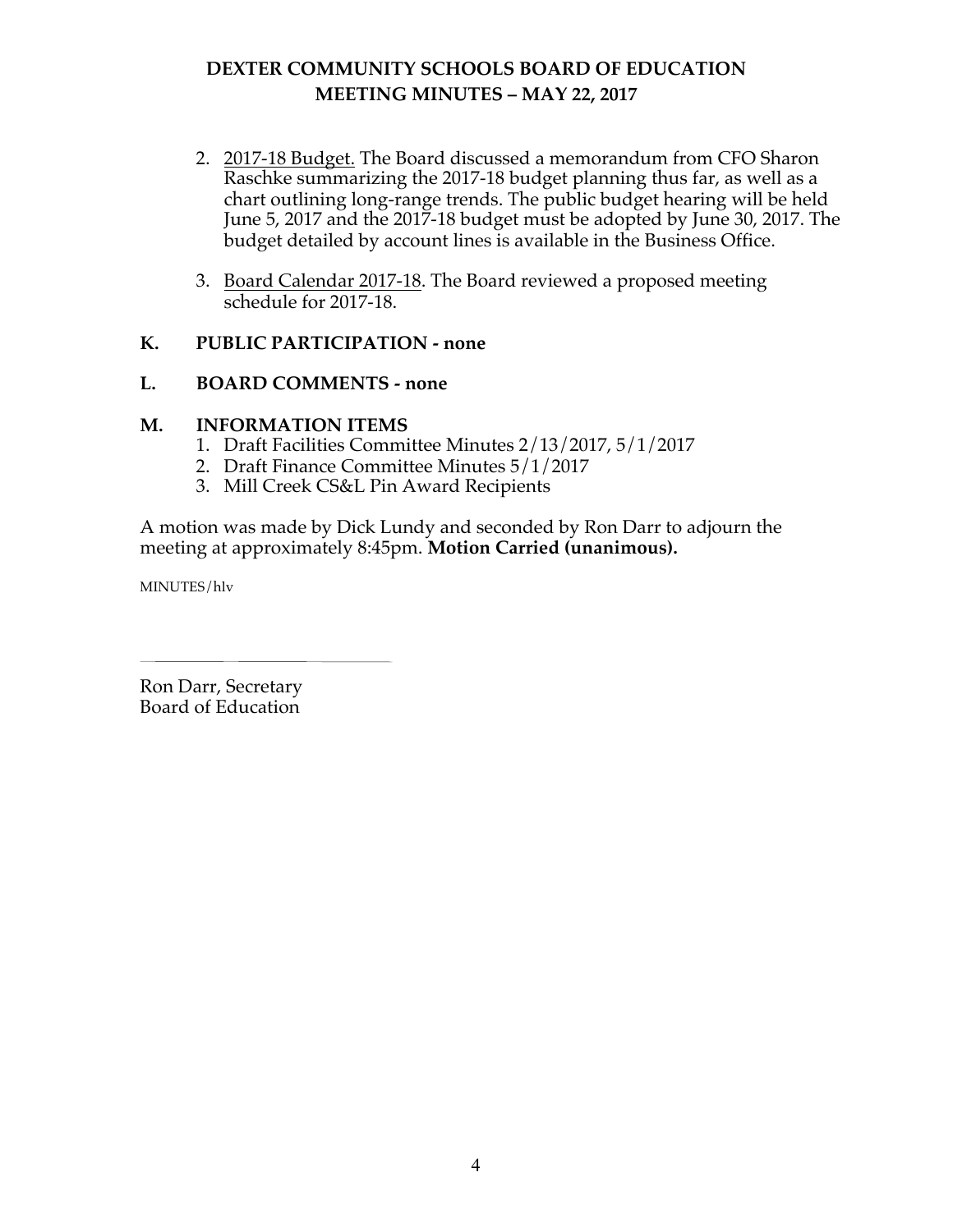2. <u>2017-18 Budget.</u> The Board discussed a memorandum from CFO Sharon Raschke summarizing the 2017-18 budget planning thus far, as well as a chart outlining long-range trends. The public budget hearing will be held June 5, 2017 and the 2017-18 budget must be adopted by June 30, 2017. The budget detailed by account lines is available in the Business Office.

3. <u>Board Calendar 2017-18</u>. The Board reviewed a proposed meeting schedule for 2017-18.

**K. PUBLIC PARTICIPATION - none**

**L. BOARD COMMENTS - none**

**M. INFORMATION ITEMS**

1. Draft Facilities Committee Minutes 2/13/2017, 5/1/2017
2. Draft Finance Committee Minutes 5/1/2017
3. Mill Creek CS&L Pin Award Recipients

A motion was made by Dick Lundy and seconded by Ron Darr to adjourn the meeting at approximately 8:45pm. **Motion Carried (unanimous).**

MINUTES/hlv

Ron Darr, Secretary
Board of Education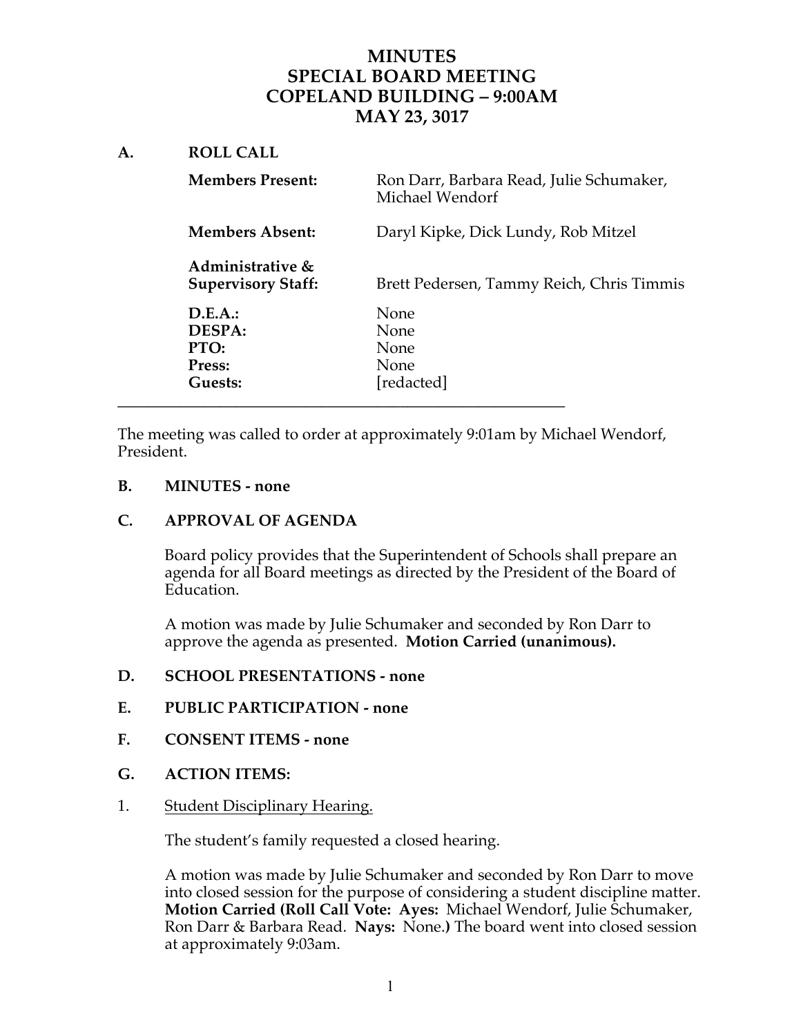# MINUTES
# SPECIAL BOARD MEETING
# COPELAND BUILDING – 9:00AM
# MAY 23, 3017

## A. ROLL CALL

| | |
|---|---|
| **Members Present:** | Ron Darr, Barbara Read, Julie Schumaker, Michael Wendorf |
| **Members Absent:** | Daryl Kipke, Dick Lundy, Rob Mitzel |
| **Administrative & Supervisory Staff:** | Brett Pedersen, Tammy Reich, Chris Timmis |
| **D.E.A.:** | None |
| **DESPA:** | None |
| **PTO:** | None |
| **Press:** | None |
| **Guests:** | [redacted] |

---

The meeting was called to order at approximately 9:01am by Michael Wendorf, President.

## B. MINUTES - none

## C. APPROVAL OF AGENDA

Board policy provides that the Superintendent of Schools shall prepare an agenda for all Board meetings as directed by the President of the Board of Education.

A motion was made by Julie Schumaker and seconded by Ron Darr to approve the agenda as presented. **Motion Carried (unanimous).**

## D. SCHOOL PRESENTATIONS - none

## E. PUBLIC PARTICIPATION - none

## F. CONSENT ITEMS - none

## G. ACTION ITEMS:

1. Student Disciplinary Hearing.

The student's family requested a closed hearing.

A motion was made by Julie Schumaker and seconded by Ron Darr to move into closed session for the purpose of considering a student discipline matter. **Motion Carried (Roll Call Vote: Ayes:** Michael Wendorf, Julie Schumaker, Ron Darr & Barbara Read. **Nays:** None.**)** The board went into closed session at approximately 9:03am.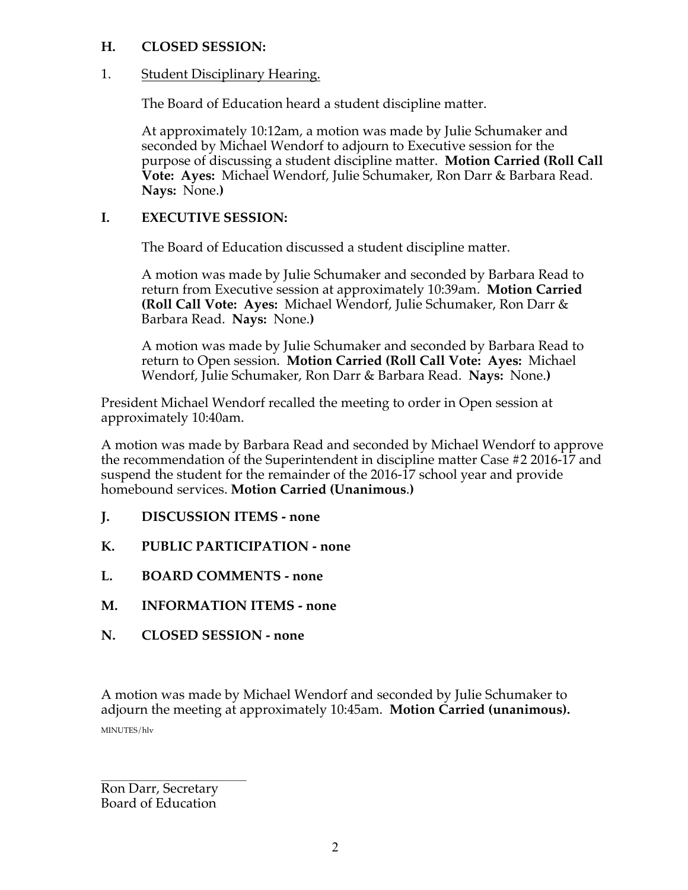## H. CLOSED SESSION:

1. Student Disciplinary Hearing.

The Board of Education heard a student discipline matter.

At approximately 10:12am, a motion was made by Julie Schumaker and seconded by Michael Wendorf to adjourn to Executive session for the purpose of discussing a student discipline matter. **Motion Carried (Roll Call Vote: Ayes:** Michael Wendorf, Julie Schumaker, Ron Darr & Barbara Read. **Nays:** None.**)**

## I. EXECUTIVE SESSION:

The Board of Education discussed a student discipline matter.

A motion was made by Julie Schumaker and seconded by Barbara Read to return from Executive session at approximately 10:39am. **Motion Carried (Roll Call Vote: Ayes:** Michael Wendorf, Julie Schumaker, Ron Darr & Barbara Read. **Nays:** None.**)**

A motion was made by Julie Schumaker and seconded by Barbara Read to return to Open session. **Motion Carried (Roll Call Vote: Ayes:** Michael Wendorf, Julie Schumaker, Ron Darr & Barbara Read. **Nays:** None.**)**

President Michael Wendorf recalled the meeting to order in Open session at approximately 10:40am.

A motion was made by Barbara Read and seconded by Michael Wendorf to approve the recommendation of the Superintendent in discipline matter Case #2 2016-17 and suspend the student for the remainder of the 2016-17 school year and provide homebound services. **Motion Carried (Unanimous.)**

## J. DISCUSSION ITEMS - none

## K. PUBLIC PARTICIPATION - none

## L. BOARD COMMENTS - none

## M. INFORMATION ITEMS - none

## N. CLOSED SESSION - none

A motion was made by Michael Wendorf and seconded by Julie Schumaker to adjourn the meeting at approximately 10:45am. **Motion Carried (unanimous).**

MINUTES/hlv

\_\_\_\_\_\_\_\_\_\_\_\_\_\_\_\_\_\_\_\_\_\_\_\_

Ron Darr, Secretary
Board of Education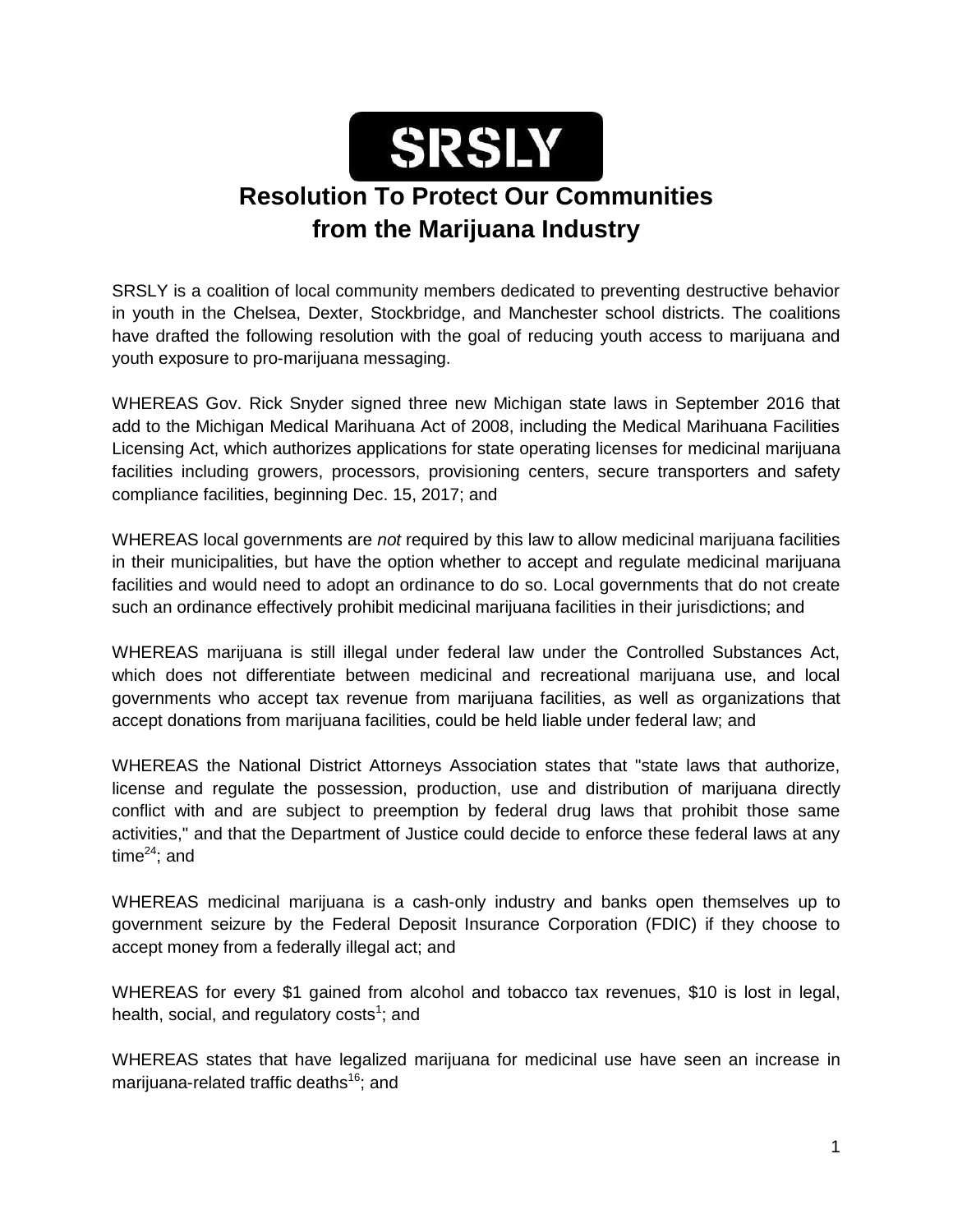**SRSLY**

# Resolution To Protect Our Communities from the Marijuana Industry

SRSLY is a coalition of local community members dedicated to preventing destructive behavior in youth in the Chelsea, Dexter, Stockbridge, and Manchester school districts. The coalitions have drafted the following resolution with the goal of reducing youth access to marijuana and youth exposure to pro-marijuana messaging.

WHEREAS Gov. Rick Snyder signed three new Michigan state laws in September 2016 that add to the Michigan Medical Marihuana Act of 2008, including the Medical Marihuana Facilities Licensing Act, which authorizes applications for state operating licenses for medicinal marijuana facilities including growers, processors, provisioning centers, secure transporters and safety compliance facilities, beginning Dec. 15, 2017; and

WHEREAS local governments are *not* required by this law to allow medicinal marijuana facilities in their municipalities, but have the option whether to accept and regulate medicinal marijuana facilities and would need to adopt an ordinance to do so. Local governments that do not create such an ordinance effectively prohibit medicinal marijuana facilities in their jurisdictions; and

WHEREAS marijuana is still illegal under federal law under the Controlled Substances Act, which does not differentiate between medicinal and recreational marijuana use, and local governments who accept tax revenue from marijuana facilities, as well as organizations that accept donations from marijuana facilities, could be held liable under federal law; and

WHEREAS the National District Attorneys Association states that "state laws that authorize, license and regulate the possession, production, use and distribution of marijuana directly conflict with and are subject to preemption by federal drug laws that prohibit those same activities," and that the Department of Justice could decide to enforce these federal laws at any time[24]; and

WHEREAS medicinal marijuana is a cash-only industry and banks open themselves up to government seizure by the Federal Deposit Insurance Corporation (FDIC) if they choose to accept money from a federally illegal act; and

WHEREAS for every $1 gained from alcohol and tobacco tax revenues, $10 is lost in legal, health, social, and regulatory costs[1]; and

WHEREAS states that have legalized marijuana for medicinal use have seen an increase in marijuana-related traffic deaths[16]; and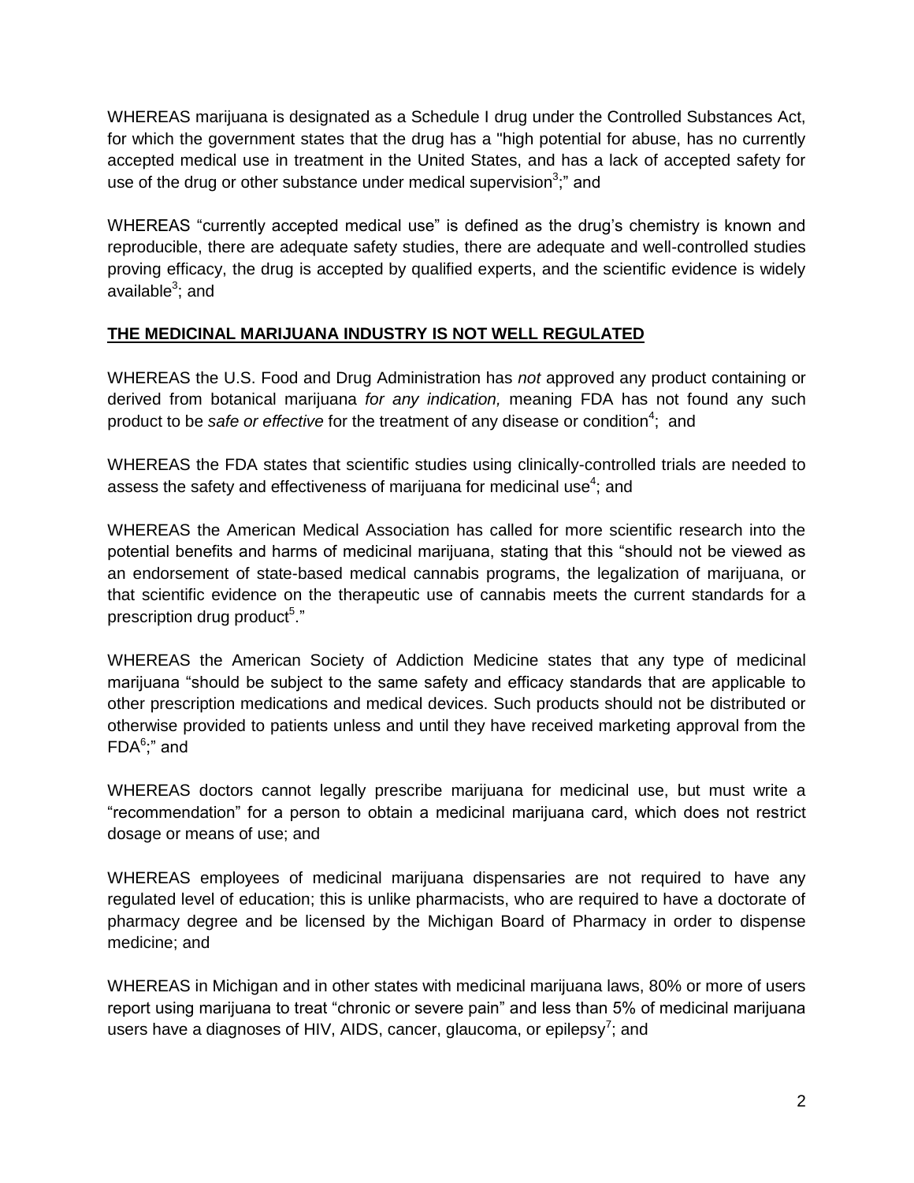WHEREAS marijuana is designated as a Schedule I drug under the Controlled Substances Act, for which the government states that the drug has a "high potential for abuse, has no currently accepted medical use in treatment in the United States, and has a lack of accepted safety for use of the drug or other substance under medical supervision[3];" and

WHEREAS "currently accepted medical use" is defined as the drug's chemistry is known and reproducible, there are adequate safety studies, there are adequate and well-controlled studies proving efficacy, the drug is accepted by qualified experts, and the scientific evidence is widely available[3]; and

**THE MEDICINAL MARIJUANA INDUSTRY IS NOT WELL REGULATED**

WHEREAS the U.S. Food and Drug Administration has *not* approved any product containing or derived from botanical marijuana *for any indication,* meaning FDA has not found any such product to be *safe or effective* for the treatment of any disease or condition[4]; and

WHEREAS the FDA states that scientific studies using clinically-controlled trials are needed to assess the safety and effectiveness of marijuana for medicinal use[4]; and

WHEREAS the American Medical Association has called for more scientific research into the potential benefits and harms of medicinal marijuana, stating that this "should not be viewed as an endorsement of state-based medical cannabis programs, the legalization of marijuana, or that scientific evidence on the therapeutic use of cannabis meets the current standards for a prescription drug product[5]."

WHEREAS the American Society of Addiction Medicine states that any type of medicinal marijuana "should be subject to the same safety and efficacy standards that are applicable to other prescription medications and medical devices. Such products should not be distributed or otherwise provided to patients unless and until they have received marketing approval from the FDA[6];" and

WHEREAS doctors cannot legally prescribe marijuana for medicinal use, but must write a "recommendation" for a person to obtain a medicinal marijuana card, which does not restrict dosage or means of use; and

WHEREAS employees of medicinal marijuana dispensaries are not required to have any regulated level of education; this is unlike pharmacists, who are required to have a doctorate of pharmacy degree and be licensed by the Michigan Board of Pharmacy in order to dispense medicine; and

WHEREAS in Michigan and in other states with medicinal marijuana laws, 80% or more of users report using marijuana to treat "chronic or severe pain" and less than 5% of medicinal marijuana users have a diagnoses of HIV, AIDS, cancer, glaucoma, or epilepsy[7]; and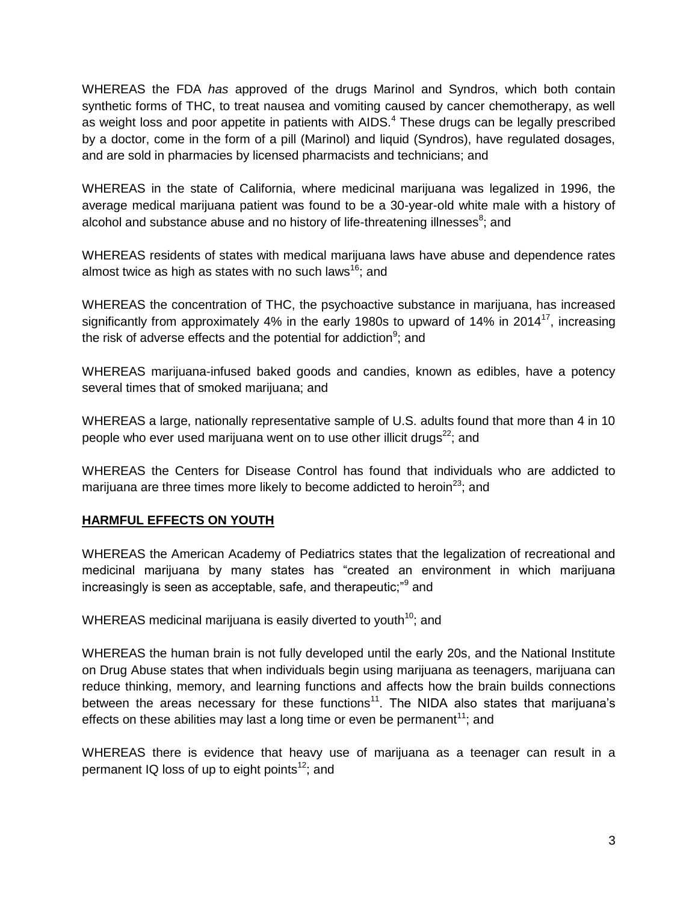WHEREAS the FDA *has* approved of the drugs Marinol and Syndros, which both contain synthetic forms of THC, to treat nausea and vomiting caused by cancer chemotherapy, as well as weight loss and poor appetite in patients with AIDS.[4] These drugs can be legally prescribed by a doctor, come in the form of a pill (Marinol) and liquid (Syndros), have regulated dosages, and are sold in pharmacies by licensed pharmacists and technicians; and

WHEREAS in the state of California, where medicinal marijuana was legalized in 1996, the average medical marijuana patient was found to be a 30-year-old white male with a history of alcohol and substance abuse and no history of life-threatening illnesses[8]; and

WHEREAS residents of states with medical marijuana laws have abuse and dependence rates almost twice as high as states with no such laws[16]; and

WHEREAS the concentration of THC, the psychoactive substance in marijuana, has increased significantly from approximately 4% in the early 1980s to upward of 14% in 2014[17], increasing the risk of adverse effects and the potential for addiction[9]; and

WHEREAS marijuana-infused baked goods and candies, known as edibles, have a potency several times that of smoked marijuana; and

WHEREAS a large, nationally representative sample of U.S. adults found that more than 4 in 10 people who ever used marijuana went on to use other illicit drugs[22]; and

WHEREAS the Centers for Disease Control has found that individuals who are addicted to marijuana are three times more likely to become addicted to heroin[23]; and

**HARMFUL EFFECTS ON YOUTH**

WHEREAS the American Academy of Pediatrics states that the legalization of recreational and medicinal marijuana by many states has "created an environment in which marijuana increasingly is seen as acceptable, safe, and therapeutic;"[9] and

WHEREAS medicinal marijuana is easily diverted to youth[10]; and

WHEREAS the human brain is not fully developed until the early 20s, and the National Institute on Drug Abuse states that when individuals begin using marijuana as teenagers, marijuana can reduce thinking, memory, and learning functions and affects how the brain builds connections between the areas necessary for these functions[11]. The NIDA also states that marijuana's effects on these abilities may last a long time or even be permanent[11]; and

WHEREAS there is evidence that heavy use of marijuana as a teenager can result in a permanent IQ loss of up to eight points[12]; and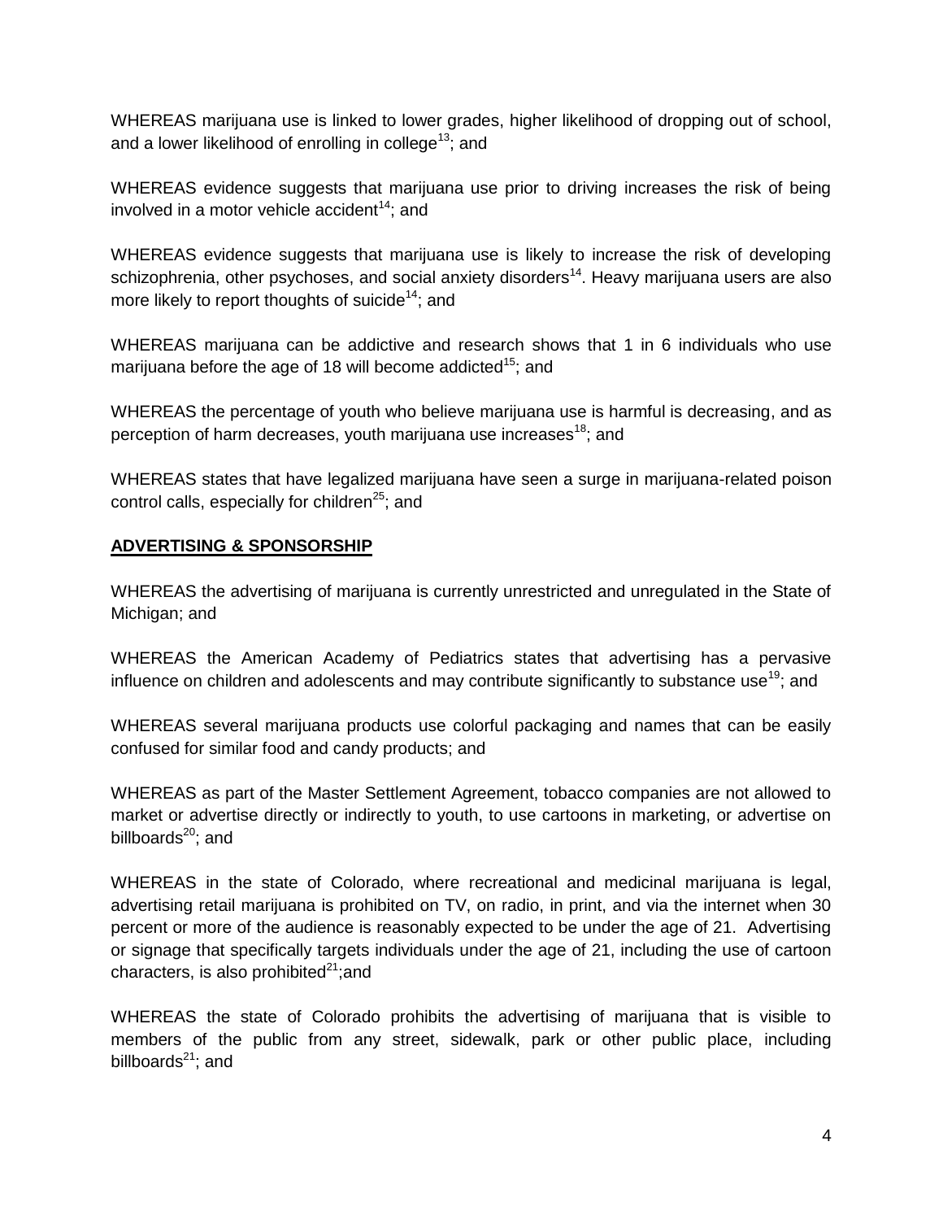WHEREAS marijuana use is linked to lower grades, higher likelihood of dropping out of school, and a lower likelihood of enrolling in college[13]; and

WHEREAS evidence suggests that marijuana use prior to driving increases the risk of being involved in a motor vehicle accident[14]; and

WHEREAS evidence suggests that marijuana use is likely to increase the risk of developing schizophrenia, other psychoses, and social anxiety disorders[14]. Heavy marijuana users are also more likely to report thoughts of suicide[14]; and

WHEREAS marijuana can be addictive and research shows that 1 in 6 individuals who use marijuana before the age of 18 will become addicted[15]; and

WHEREAS the percentage of youth who believe marijuana use is harmful is decreasing, and as perception of harm decreases, youth marijuana use increases[18]; and

WHEREAS states that have legalized marijuana have seen a surge in marijuana-related poison control calls, especially for children[25]; and

**ADVERTISING & SPONSORSHIP**

WHEREAS the advertising of marijuana is currently unrestricted and unregulated in the State of Michigan; and

WHEREAS the American Academy of Pediatrics states that advertising has a pervasive influence on children and adolescents and may contribute significantly to substance use[19]; and

WHEREAS several marijuana products use colorful packaging and names that can be easily confused for similar food and candy products; and

WHEREAS as part of the Master Settlement Agreement, tobacco companies are not allowed to market or advertise directly or indirectly to youth, to use cartoons in marketing, or advertise on billboards[20]; and

WHEREAS in the state of Colorado, where recreational and medicinal marijuana is legal, advertising retail marijuana is prohibited on TV, on radio, in print, and via the internet when 30 percent or more of the audience is reasonably expected to be under the age of 21. Advertising or signage that specifically targets individuals under the age of 21, including the use of cartoon characters, is also prohibited[21];and

WHEREAS the state of Colorado prohibits the advertising of marijuana that is visible to members of the public from any street, sidewalk, park or other public place, including billboards[21]; and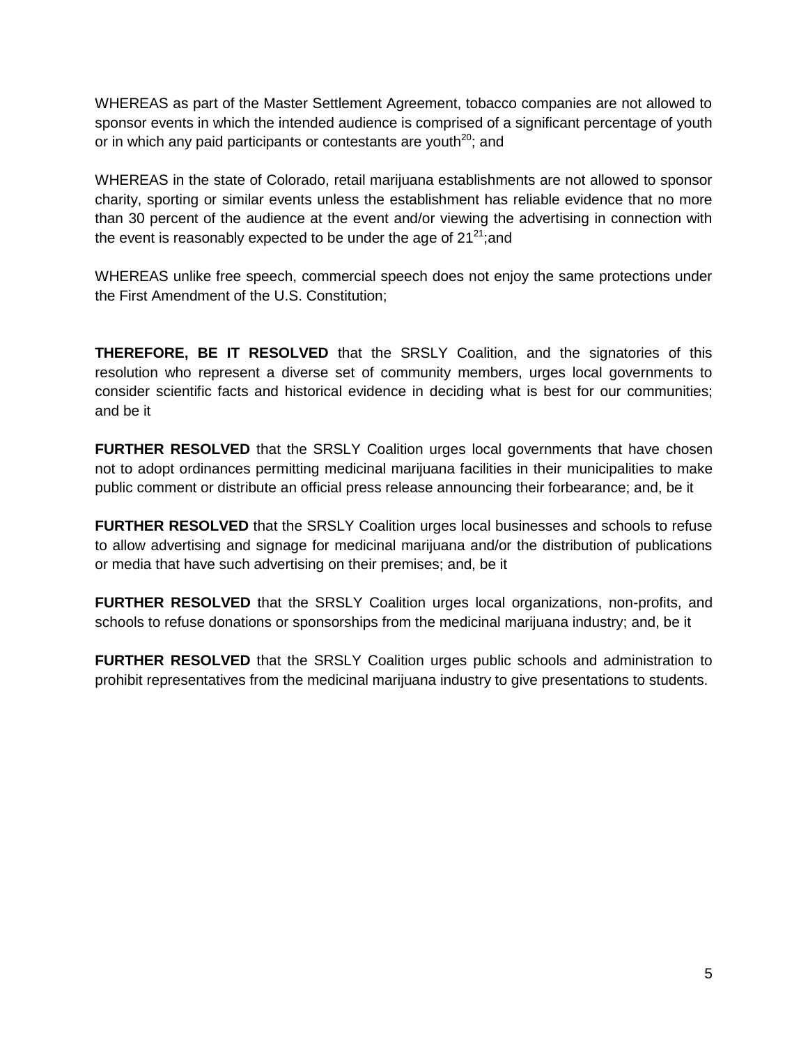WHEREAS as part of the Master Settlement Agreement, tobacco companies are not allowed to sponsor events in which the intended audience is comprised of a significant percentage of youth or in which any paid participants or contestants are youth[20]; and

WHEREAS in the state of Colorado, retail marijuana establishments are not allowed to sponsor charity, sporting or similar events unless the establishment has reliable evidence that no more than 30 percent of the audience at the event and/or viewing the advertising in connection with the event is reasonably expected to be under the age of 21[21];and

WHEREAS unlike free speech, commercial speech does not enjoy the same protections under the First Amendment of the U.S. Constitution;

**THEREFORE, BE IT RESOLVED** that the SRSLY Coalition, and the signatories of this resolution who represent a diverse set of community members, urges local governments to consider scientific facts and historical evidence in deciding what is best for our communities; and be it

**FURTHER RESOLVED** that the SRSLY Coalition urges local governments that have chosen not to adopt ordinances permitting medicinal marijuana facilities in their municipalities to make public comment or distribute an official press release announcing their forbearance; and, be it

**FURTHER RESOLVED** that the SRSLY Coalition urges local businesses and schools to refuse to allow advertising and signage for medicinal marijuana and/or the distribution of publications or media that have such advertising on their premises; and, be it

**FURTHER RESOLVED** that the SRSLY Coalition urges local organizations, non-profits, and schools to refuse donations or sponsorships from the medicinal marijuana industry; and, be it

**FURTHER RESOLVED** that the SRSLY Coalition urges public schools and administration to prohibit representatives from the medicinal marijuana industry to give presentations to students.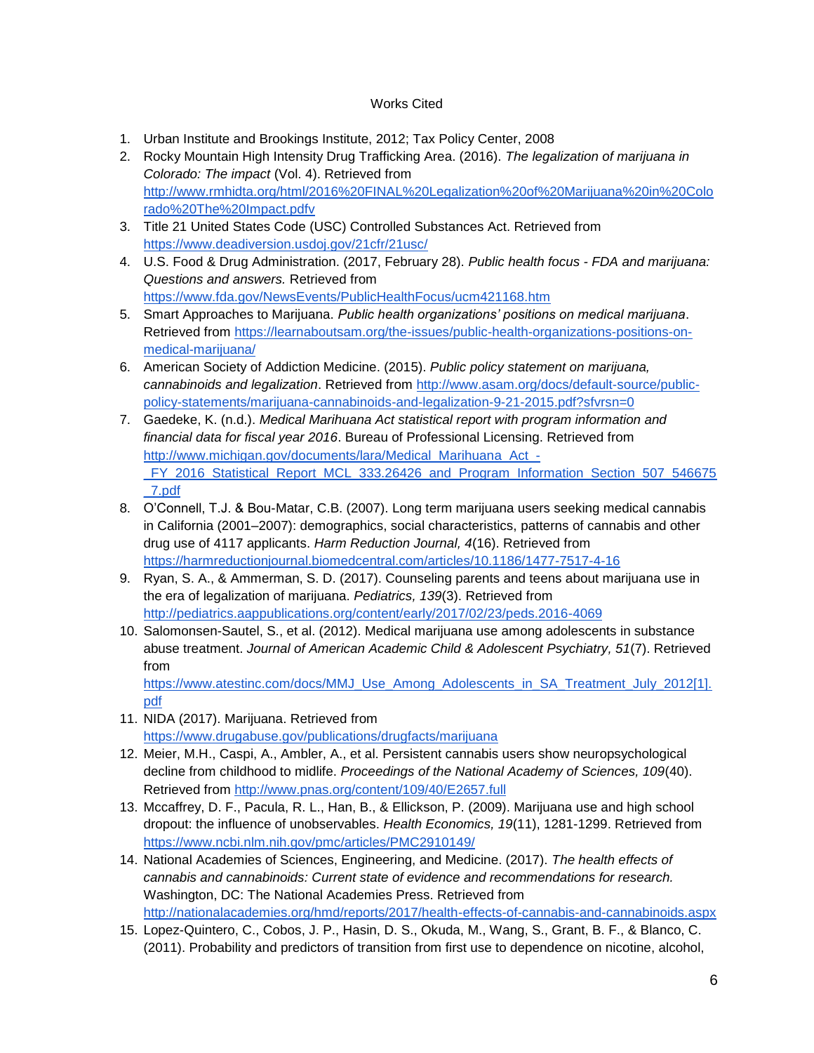# Works Cited

1. Urban Institute and Brookings Institute, 2012; Tax Policy Center, 2008
2. Rocky Mountain High Intensity Drug Trafficking Area. (2016). *The legalization of marijuana in Colorado: The impact* (Vol. 4). Retrieved from http://www.rmhidta.org/html/2016%20FINAL%20Legalization%20of%20Marijuana%20in%20Colorado%20The%20Impact.pdfv
3. Title 21 United States Code (USC) Controlled Substances Act. Retrieved from https://www.deadiversion.usdoj.gov/21cfr/21usc/
4. U.S. Food & Drug Administration. (2017, February 28). *Public health focus - FDA and marijuana: Questions and answers.* Retrieved from https://www.fda.gov/NewsEvents/PublicHealthFocus/ucm421168.htm
5. Smart Approaches to Marijuana. *Public health organizations' positions on medical marijuana*. Retrieved from https://learnaboutsam.org/the-issues/public-health-organizations-positions-on-medical-marijuana/
6. American Society of Addiction Medicine. (2015). *Public policy statement on marijuana, cannabinoids and legalization*. Retrieved from http://www.asam.org/docs/default-source/public-policy-statements/marijuana-cannabinoids-and-legalization-9-21-2015.pdf?sfvrsn=0
7. Gaedeke, K. (n.d.). *Medical Marihuana Act statistical report with program information and financial data for fiscal year 2016*. Bureau of Professional Licensing. Retrieved from http://www.michigan.gov/documents/lara/Medical_Marihuana_Act_-_FY_2016_Statistical_Report_MCL_333.26426_and_Program_Information_Section_507_546675_7.pdf
8. O'Connell, T.J. & Bou-Matar, C.B. (2007). Long term marijuana users seeking medical cannabis in California (2001–2007): demographics, social characteristics, patterns of cannabis and other drug use of 4117 applicants. *Harm Reduction Journal, 4*(16). Retrieved from https://harmreductionjournal.biomedcentral.com/articles/10.1186/1477-7517-4-16
9. Ryan, S. A., & Ammerman, S. D. (2017). Counseling parents and teens about marijuana use in the era of legalization of marijuana. *Pediatrics, 139*(3). Retrieved from http://pediatrics.aappublications.org/content/early/2017/02/23/peds.2016-4069
10. Salomonsen-Sautel, S., et al. (2012). Medical marijuana use among adolescents in substance abuse treatment. *Journal of American Academic Child & Adolescent Psychiatry, 51*(7). Retrieved from https://www.atestinc.com/docs/MMJ_Use_Among_Adolescents_in_SA_Treatment_July_2012[1].pdf
11. NIDA (2017). Marijuana. Retrieved from https://www.drugabuse.gov/publications/drugfacts/marijuana
12. Meier, M.H., Caspi, A., Ambler, A., et al. Persistent cannabis users show neuropsychological decline from childhood to midlife. *Proceedings of the National Academy of Sciences, 109*(40). Retrieved from http://www.pnas.org/content/109/40/E2657.full
13. Mccaffrey, D. F., Pacula, R. L., Han, B., & Ellickson, P. (2009). Marijuana use and high school dropout: the influence of unobservables. *Health Economics, 19*(11), 1281-1299. Retrieved from https://www.ncbi.nlm.nih.gov/pmc/articles/PMC2910149/
14. National Academies of Sciences, Engineering, and Medicine. (2017). *The health effects of cannabis and cannabinoids: Current state of evidence and recommendations for research.* Washington, DC: The National Academies Press. Retrieved from http://nationalacademies.org/hmd/reports/2017/health-effects-of-cannabis-and-cannabinoids.aspx
15. Lopez-Quintero, C., Cobos, J. P., Hasin, D. S., Okuda, M., Wang, S., Grant, B. F., & Blanco, C. (2011). Probability and predictors of transition from first use to dependence on nicotine, alcohol,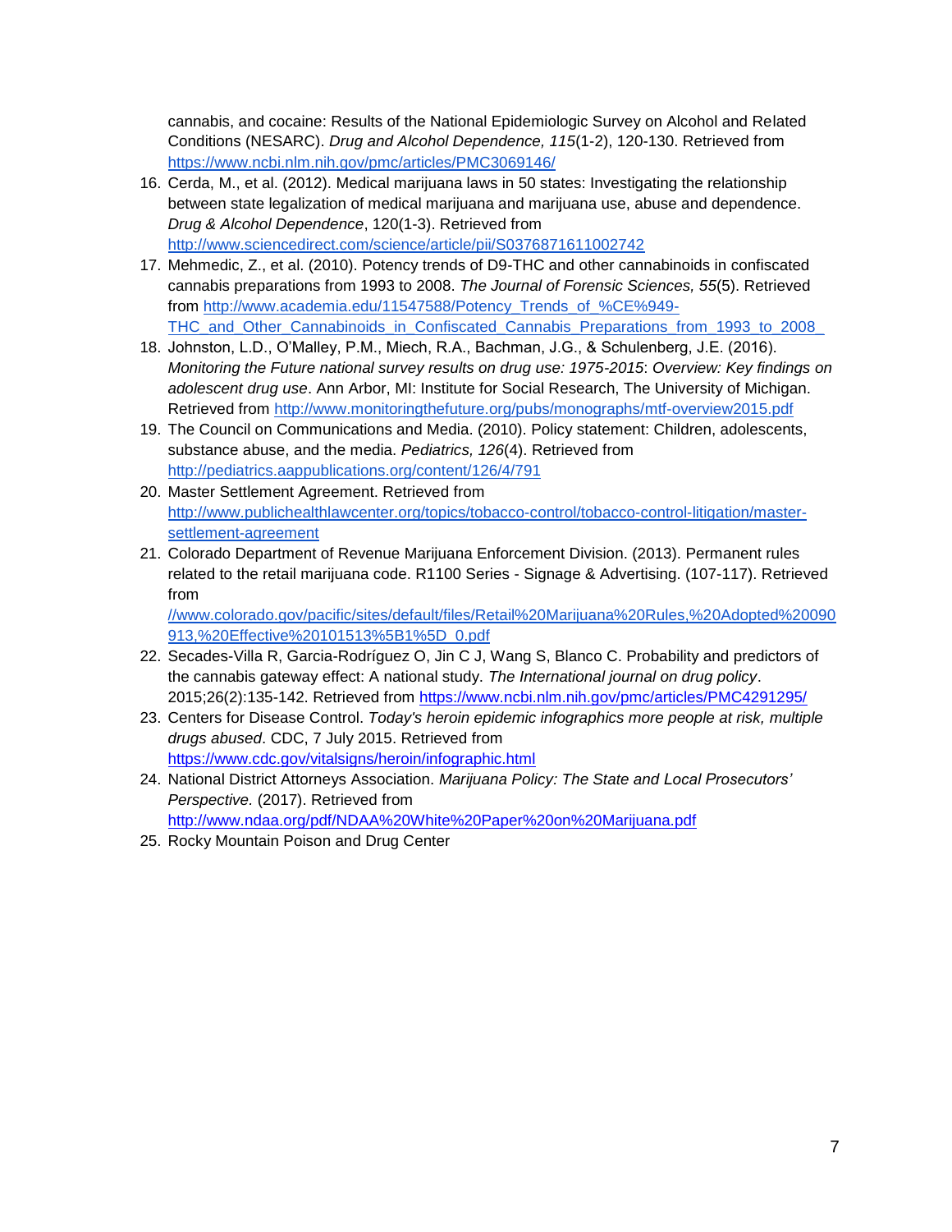cannabis, and cocaine: Results of the National Epidemiologic Survey on Alcohol and Related Conditions (NESARC). *Drug and Alcohol Dependence, 115*(1-2), 120-130. Retrieved from https://www.ncbi.nlm.nih.gov/pmc/articles/PMC3069146/

16. Cerda, M., et al. (2012). Medical marijuana laws in 50 states: Investigating the relationship between state legalization of medical marijuana and marijuana use, abuse and dependence. *Drug & Alcohol Dependence*, 120(1-3). Retrieved from http://www.sciencedirect.com/science/article/pii/S0376871611002742
17. Mehmedic, Z., et al. (2010). Potency trends of D9-THC and other cannabinoids in confiscated cannabis preparations from 1993 to 2008. *The Journal of Forensic Sciences, 55*(5). Retrieved from http://www.academia.edu/11547588/Potency_Trends_of_%CE%949-THC_and_Other_Cannabinoids_in_Confiscated_Cannabis_Preparations_from_1993_to_2008_
18. Johnston, L.D., O'Malley, P.M., Miech, R.A., Bachman, J.G., & Schulenberg, J.E. (2016). *Monitoring the Future national survey results on drug use: 1975-2015*: *Overview: Key findings on adolescent drug use*. Ann Arbor, MI: Institute for Social Research, The University of Michigan. Retrieved from http://www.monitoringthefuture.org/pubs/monographs/mtf-overview2015.pdf
19. The Council on Communications and Media. (2010). Policy statement: Children, adolescents, substance abuse, and the media. *Pediatrics, 126*(4). Retrieved from http://pediatrics.aappublications.org/content/126/4/791
20. Master Settlement Agreement. Retrieved from http://www.publichealthlawcenter.org/topics/tobacco-control/tobacco-control-litigation/master-settlement-agreement
21. Colorado Department of Revenue Marijuana Enforcement Division. (2013). Permanent rules related to the retail marijuana code. R1100 Series - Signage & Advertising. (107-117). Retrieved from //www.colorado.gov/pacific/sites/default/files/Retail%20Marijuana%20Rules,%20Adopted%20090913,%20Effective%20101513%5B1%5D_0.pdf
22. Secades-Villa R, Garcia-Rodríguez O, Jin C J, Wang S, Blanco C. Probability and predictors of the cannabis gateway effect: A national study. *The International journal on drug policy*. 2015;26(2):135-142. Retrieved from https://www.ncbi.nlm.nih.gov/pmc/articles/PMC4291295/
23. Centers for Disease Control. *Today's heroin epidemic infographics more people at risk, multiple drugs abused*. CDC, 7 July 2015. Retrieved from https://www.cdc.gov/vitalsigns/heroin/infographic.html
24. National District Attorneys Association. *Marijuana Policy: The State and Local Prosecutors' Perspective.* (2017). Retrieved from http://www.ndaa.org/pdf/NDAA%20White%20Paper%20on%20Marijuana.pdf
25. Rocky Mountain Poison and Drug Center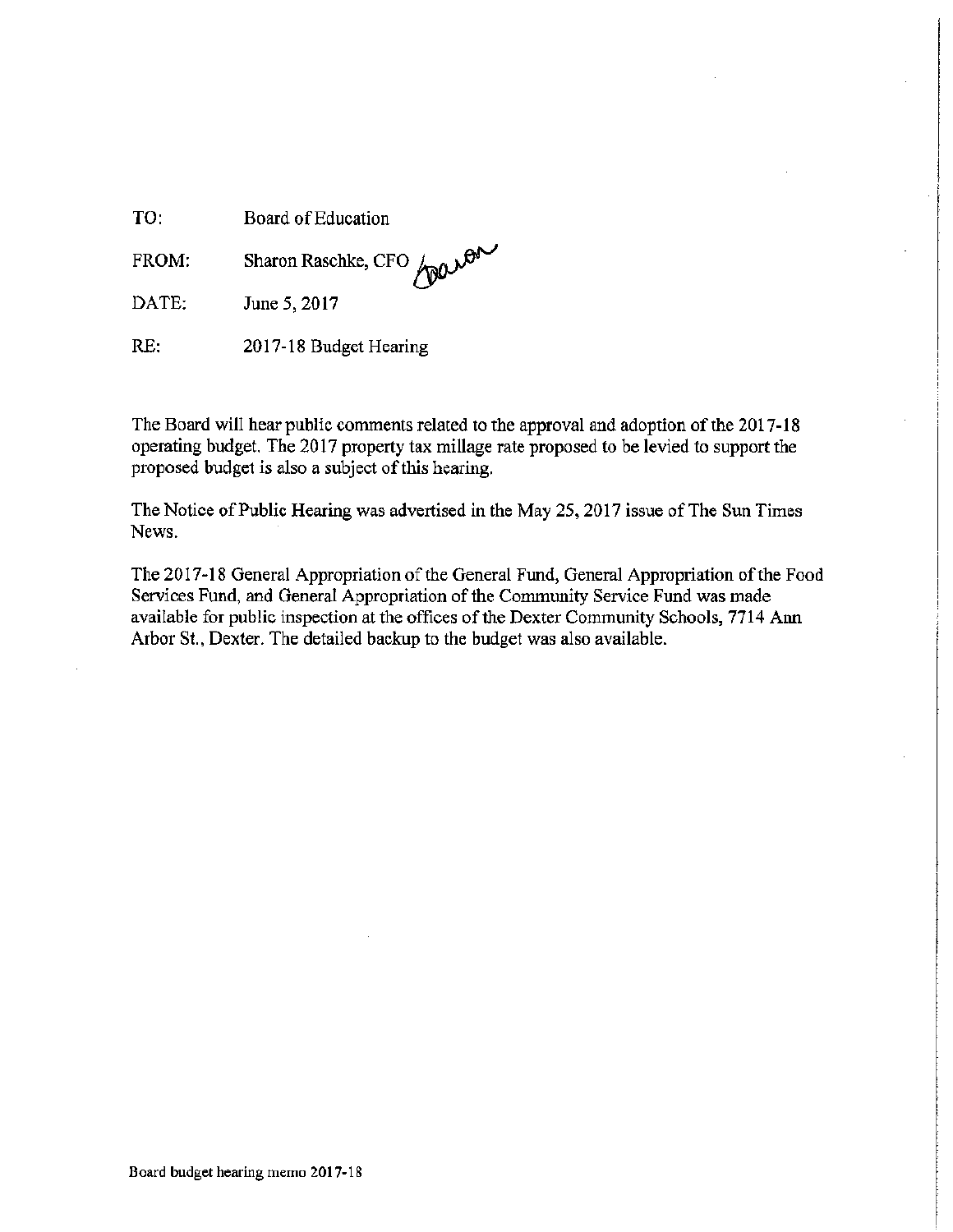TO: Board of Education

FROM: Sharon Raschke, CFO

DATE: June 5, 2017

RE: 2017-18 Budget Hearing

The Board will hear public comments related to the approval and adoption of the 2017-18 operating budget. The 2017 property tax millage rate proposed to be levied to support the proposed budget is also a subject of this hearing.

The Notice of Public Hearing was advertised in the May 25, 2017 issue of The Sun Times News.

The 2017-18 General Appropriation of the General Fund, General Appropriation of the Food Services Fund, and General Appropriation of the Community Service Fund was made available for public inspection at the offices of the Dexter Community Schools, 7714 Ann Arbor St., Dexter. The detailed backup to the budget was also available.

Board budget hearing memo 2017-18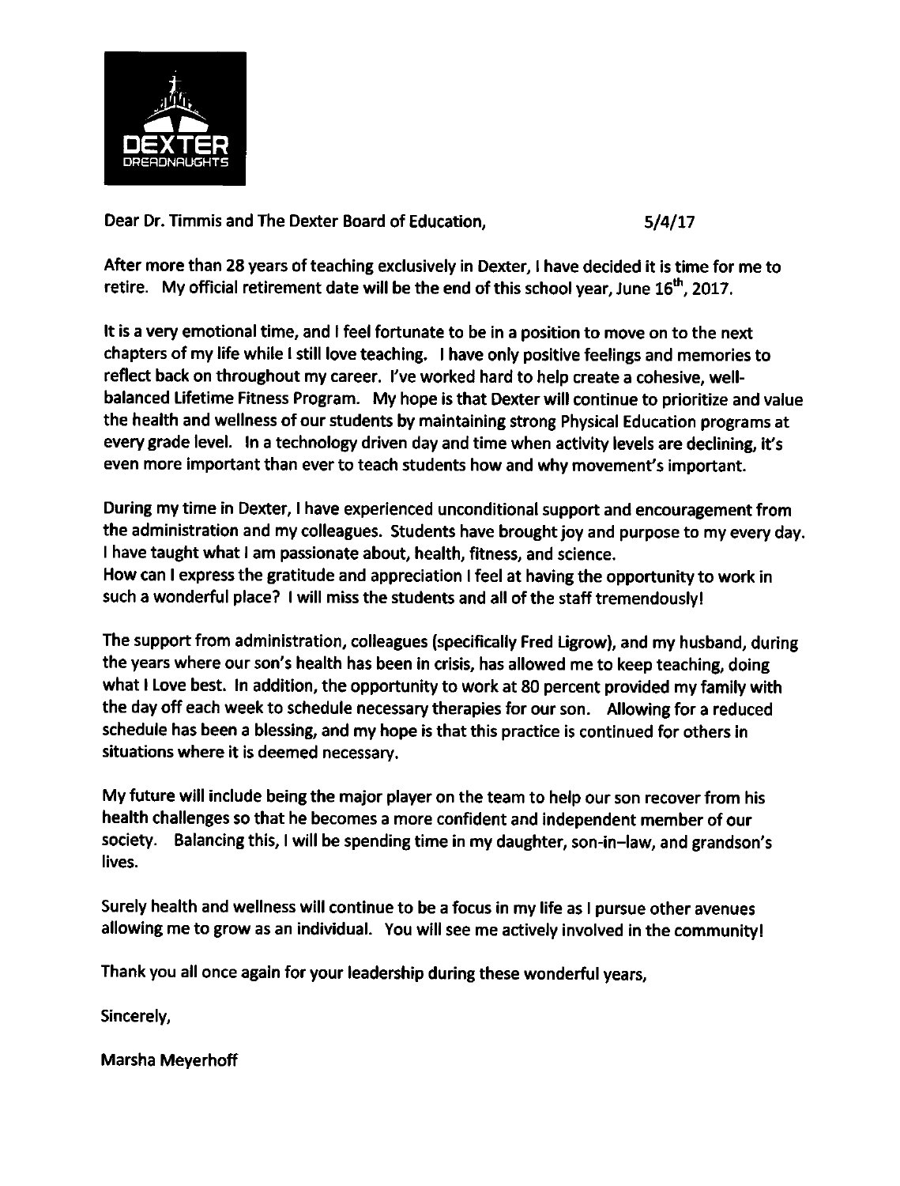DEXTER
DREADNAUGHTS

Dear Dr. Timmis and The Dexter Board of Education, 5/4/17

After more than 28 years of teaching exclusively in Dexter, I have decided it is time for me to retire. My official retirement date will be the end of this school year, June 16th, 2017.

It is a very emotional time, and I feel fortunate to be in a position to move on to the next chapters of my life while I still love teaching. I have only positive feelings and memories to reflect back on throughout my career. I've worked hard to help create a cohesive, well-balanced Lifetime Fitness Program. My hope is that Dexter will continue to prioritize and value the health and wellness of our students by maintaining strong Physical Education programs at every grade level. In a technology driven day and time when activity levels are declining, it's even more important than ever to teach students how and why movement's important.

During my time in Dexter, I have experienced unconditional support and encouragement from the administration and my colleagues. Students have brought joy and purpose to my every day. I have taught what I am passionate about, health, fitness, and science.
How can I express the gratitude and appreciation I feel at having the opportunity to work in such a wonderful place? I will miss the students and all of the staff tremendously!

The support from administration, colleagues (specifically Fred Ligrow), and my husband, during the years where our son's health has been in crisis, has allowed me to keep teaching, doing what I Love best. In addition, the opportunity to work at 80 percent provided my family with the day off each week to schedule necessary therapies for our son. Allowing for a reduced schedule has been a blessing, and my hope is that this practice is continued for others in situations where it is deemed necessary.

My future will include being the major player on the team to help our son recover from his health challenges so that he becomes a more confident and independent member of our society. Balancing this, I will be spending time in my daughter, son-in-law, and grandson's lives.

Surely health and wellness will continue to be a focus in my life as I pursue other avenues allowing me to grow as an individual. You will see me actively involved in the community!

Thank you all once again for your leadership during these wonderful years,

Sincerely,

Marsha Meyerhoff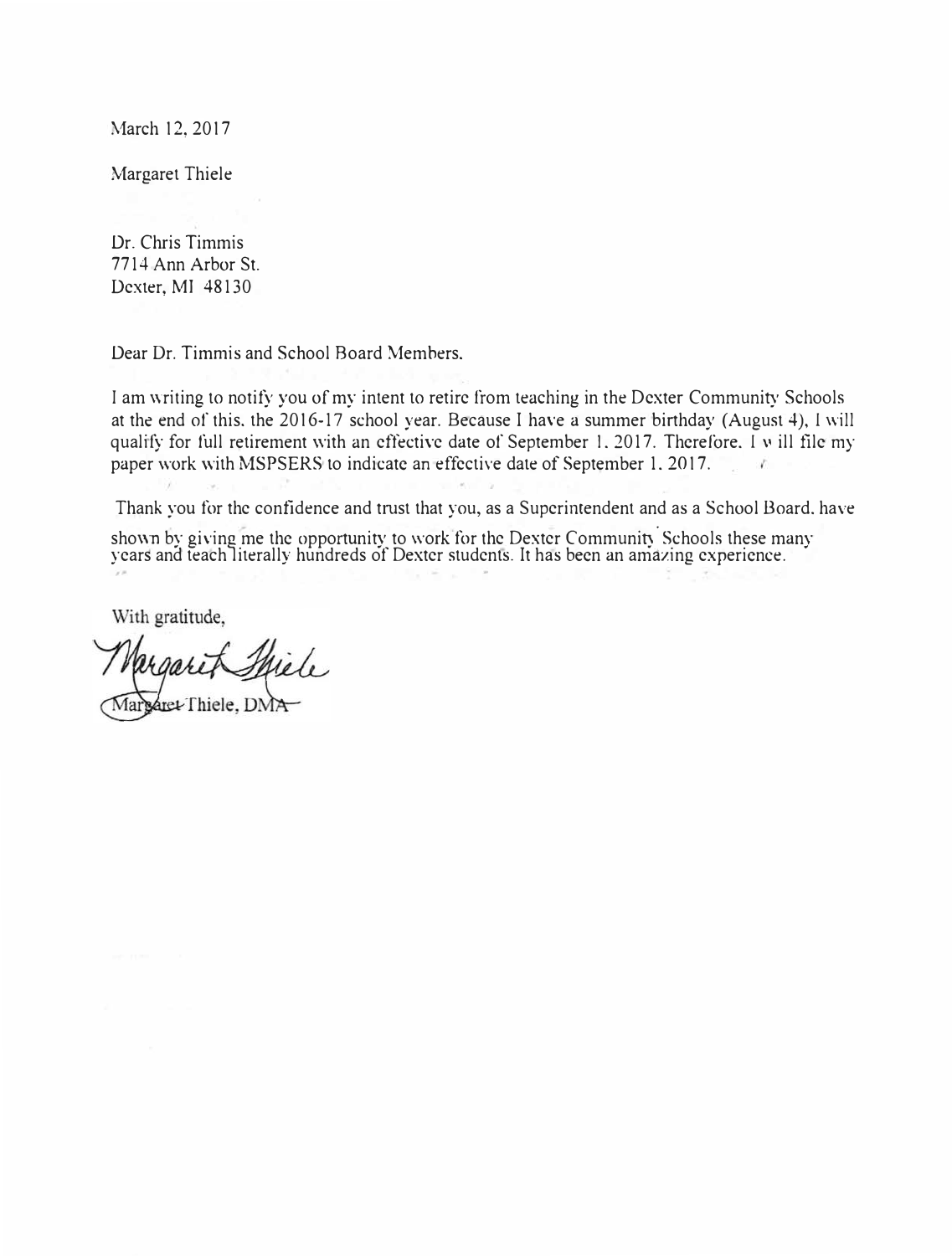March 12, 2017

Margaret Thiele

Dr. Chris Timmis
7714 Ann Arbor St.
Dexter, MI 48130

Dear Dr. Timmis and School Board Members,

I am writing to notify you of my intent to retire from teaching in the Dexter Community Schools at the end of this, the 2016-17 school year. Because I have a summer birthday (August 4), I will qualify for full retirement with an effective date of September 1, 2017. Therefore, I will file my paper work with MSPSERS to indicate an effective date of September 1, 2017.

Thank you for the confidence and trust that you, as a Superintendent and as a School Board, have shown by giving me the opportunity to work for the Dexter Community Schools these many years and teach literally hundreds of Dexter students. It has been an amazing experience.

With gratitude,

Margaret Thiele

Margaret Thiele, DMA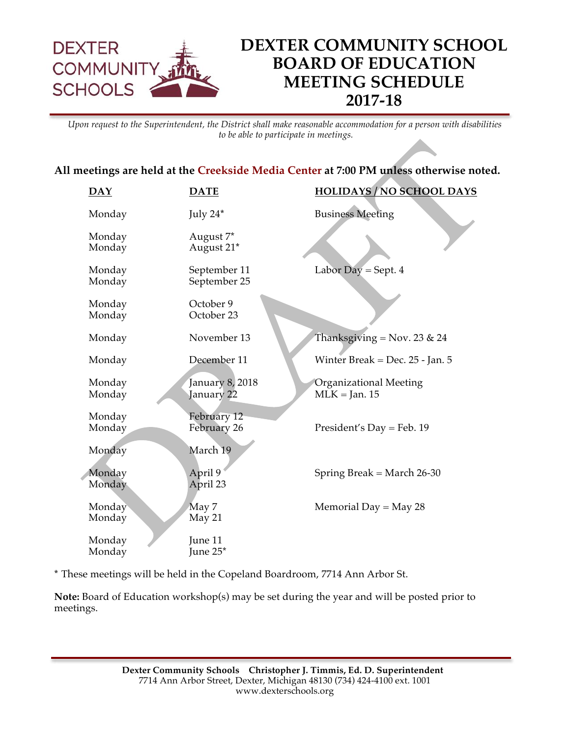# DEXTER COMMUNITY SCHOOL BOARD OF EDUCATION MEETING SCHEDULE 2017-18

*Upon request to the Superintendent, the District shall make reasonable accommodation for a person with disabilities to be able to participate in meetings.*

**All meetings are held at the Creekside Media Center at 7:00 PM unless otherwise noted.**

| DAY | DATE | HOLIDAYS / NO SCHOOL DAYS |
|---|---|---|
| Monday | July 24* | Business Meeting |
| Monday | August 7* | |
| Monday | August 21* | |
| Monday | September 11 | Labor Day = Sept. 4 |
| Monday | September 25 | |
| Monday | October 9 | |
| Monday | October 23 | |
| Monday | November 13 | Thanksgiving = Nov. 23 & 24 |
| Monday | December 11 | Winter Break = Dec. 25 - Jan. 5 |
| Monday | January 8, 2018 | Organizational Meeting |
| Monday | January 22 | MLK = Jan. 15 |
| Monday | February 12 | |
| Monday | February 26 | President's Day = Feb. 19 |
| Monday | March 19 | |
| Monday | April 9 | Spring Break = March 26-30 |
| Monday | April 23 | |
| Monday | May 7 | Memorial Day = May 28 |
| Monday | May 21 | |
| Monday | June 11 | |
| Monday | June 25* | |

* These meetings will be held in the Copeland Boardroom, 7714 Ann Arbor St.

**Note:** Board of Education workshop(s) may be set during the year and will be posted prior to meetings.

DRAFT

**Dexter Community Schools Christopher J. Timmis, Ed. D. Superintendent**
7714 Ann Arbor Street, Dexter, Michigan 48130 (734) 424-4100 ext. 1001
www.dexterschools.org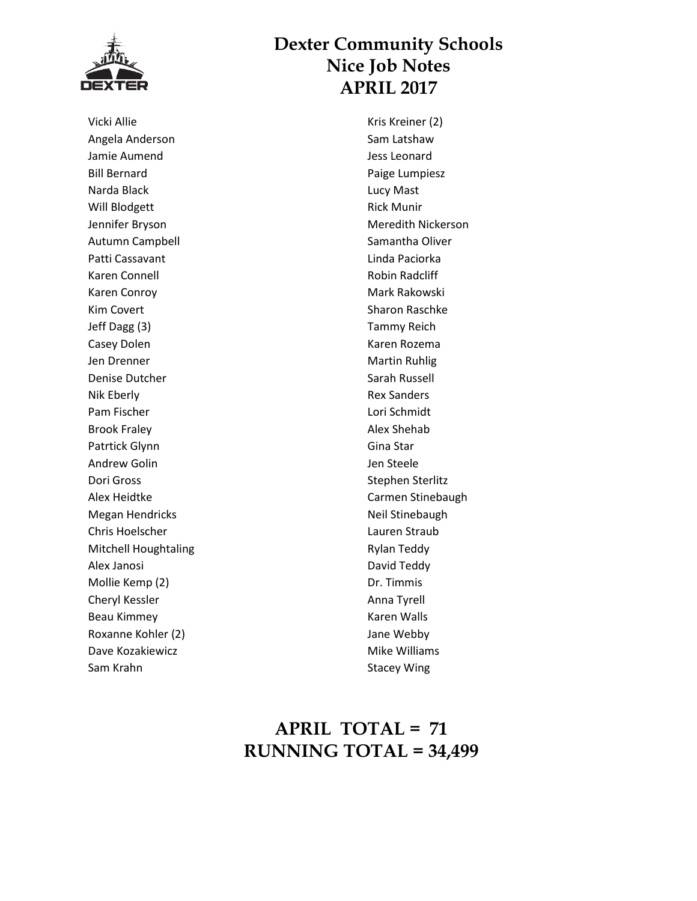# Dexter Community Schools
# Nice Job Notes
# APRIL 2017

Vicki Allie
Angela Anderson
Jamie Aumend
Bill Bernard
Narda Black
Will Blodgett
Jennifer Bryson
Autumn Campbell
Patti Cassavant
Karen Connell
Karen Conroy
Kim Covert
Jeff Dagg (3)
Casey Dolen
Jen Drenner
Denise Dutcher
Nik Eberly
Pam Fischer
Brook Fraley
Patrtick Glynn
Andrew Golin
Dori Gross
Alex Heidtke
Megan Hendricks
Chris Hoelscher
Mitchell Houghtaling
Alex Janosi
Mollie Kemp (2)
Cheryl Kessler
Beau Kimmey
Roxanne Kohler (2)
Dave Kozakiewicz
Sam Krahn
Kris Kreiner (2)
Sam Latshaw
Jess Leonard
Paige Lumpiesz
Lucy Mast
Rick Munir
Meredith Nickerson
Samantha Oliver
Linda Paciorka
Robin Radcliff
Mark Rakowski
Sharon Raschke
Tammy Reich
Karen Rozema
Martin Ruhlig
Sarah Russell
Rex Sanders
Lori Schmidt
Alex Shehab
Gina Star
Jen Steele
Stephen Sterlitz
Carmen Stinebaugh
Neil Stinebaugh
Lauren Straub
Rylan Teddy
David Teddy
Dr. Timmis
Anna Tyrell
Karen Walls
Jane Webby
Mike Williams
Stacey Wing

**APRIL TOTAL = 71**
**RUNNING TOTAL = 34,499**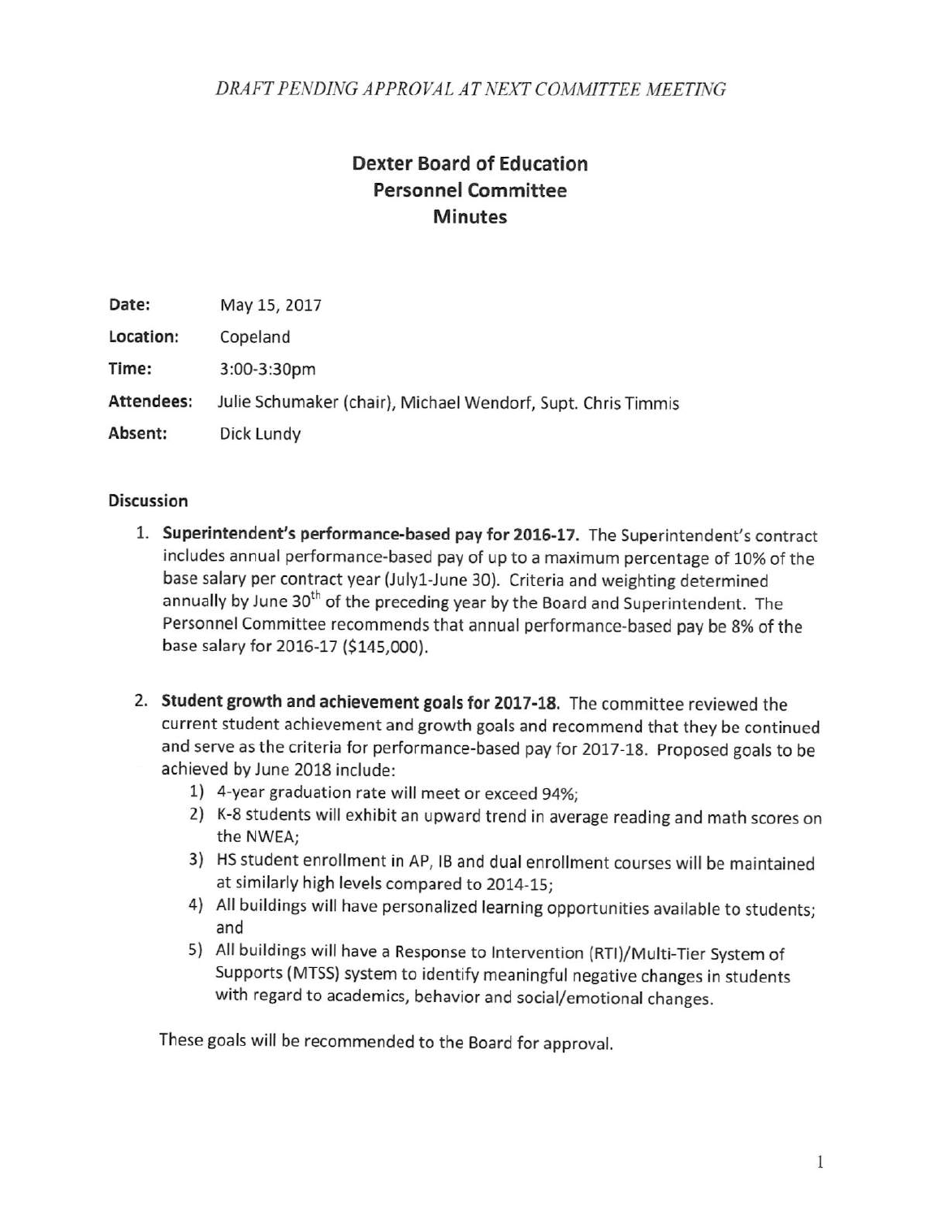*DRAFT PENDING APPROVAL AT NEXT COMMITTEE MEETING*

# Dexter Board of Education
## Personnel Committee
## Minutes

| | |
|---|---|
| **Date:** | May 15, 2017 |
| **Location:** | Copeland |
| **Time:** | 3:00-3:30pm |
| **Attendees:** | Julie Schumaker (chair), Michael Wendorf, Supt. Chris Timmis |
| **Absent:** | Dick Lundy |

### Discussion

1. **Superintendent's performance-based pay for 2016-17.** The Superintendent's contract includes annual performance-based pay of up to a maximum percentage of 10% of the base salary per contract year (July1-June 30). Criteria and weighting determined annually by June 30th of the preceding year by the Board and Superintendent. The Personnel Committee recommends that annual performance-based pay be 8% of the base salary for 2016-17 ($145,000).

2. **Student growth and achievement goals for 2017-18.** The committee reviewed the current student achievement and growth goals and recommend that they be continued and serve as the criteria for performance-based pay for 2017-18. Proposed goals to be achieved by June 2018 include:
   1) 4-year graduation rate will meet or exceed 94%;
   2) K-8 students will exhibit an upward trend in average reading and math scores on the NWEA;
   3) HS student enrollment in AP, IB and dual enrollment courses will be maintained at similarly high levels compared to 2014-15;
   4) All buildings will have personalized learning opportunities available to students; and
   5) All buildings will have a Response to Intervention (RTI)/Multi-Tier System of Supports (MTSS) system to identify meaningful negative changes in students with regard to academics, behavior and social/emotional changes.

   These goals will be recommended to the Board for approval.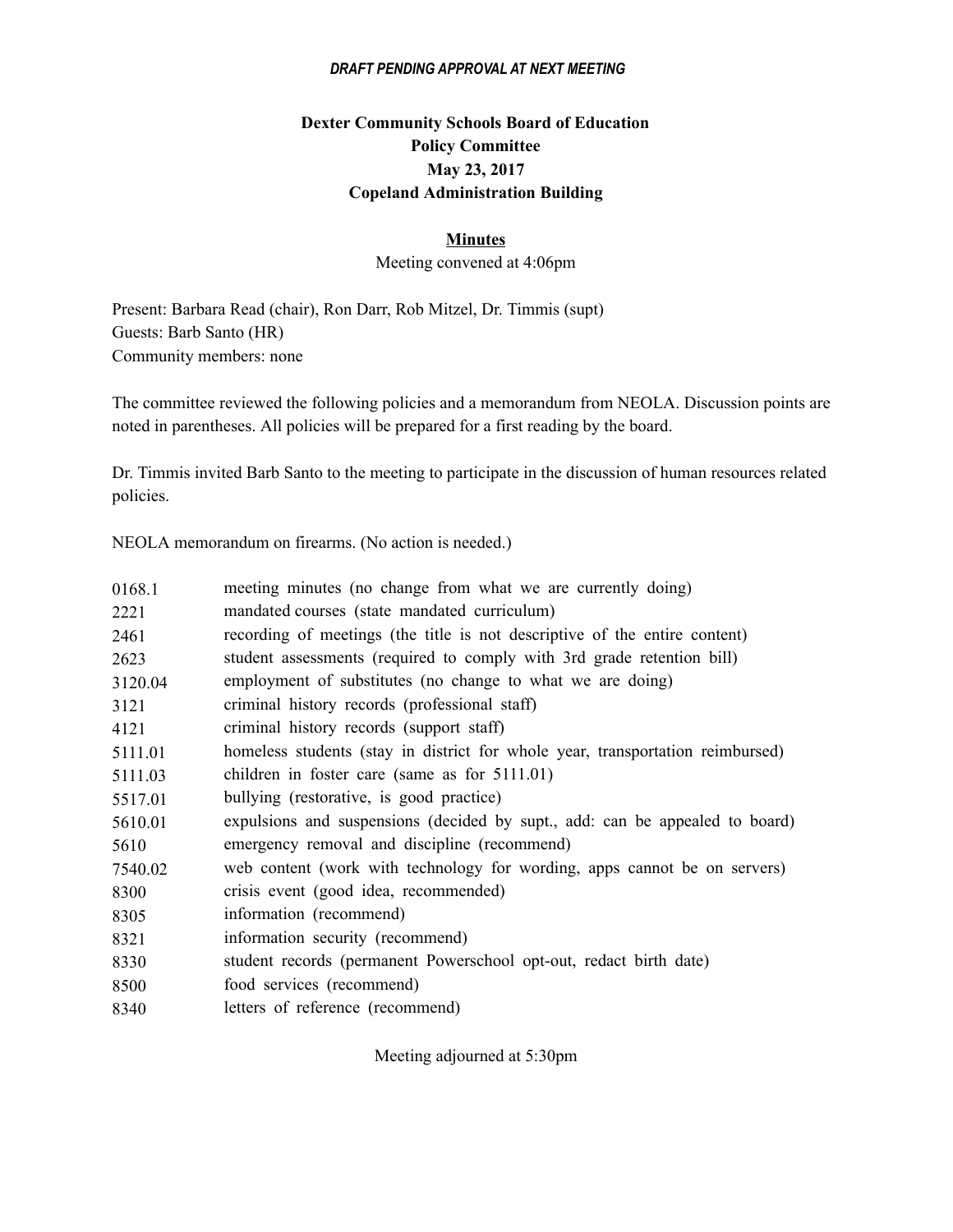*DRAFT PENDING APPROVAL AT NEXT MEETING*

**Dexter Community Schools Board of Education**
**Policy Committee**
**May 23, 2017**
**Copeland Administration Building**

**Minutes**

Meeting convened at 4:06pm

Present: Barbara Read (chair), Ron Darr, Rob Mitzel, Dr. Timmis (supt)
Guests: Barb Santo (HR)
Community members: none

The committee reviewed the following policies and a memorandum from NEOLA. Discussion points are noted in parentheses. All policies will be prepared for a first reading by the board.

Dr. Timmis invited Barb Santo to the meeting to participate in the discussion of human resources related policies.

NEOLA memorandum on firearms. (No action is needed.)

| | |
|---|---|
| 0168.1 | meeting minutes (no change from what we are currently doing) |
| 2221 | mandated courses (state mandated curriculum) |
| 2461 | recording of meetings (the title is not descriptive of the entire content) |
| 2623 | student assessments (required to comply with 3rd grade retention bill) |
| 3120.04 | employment of substitutes (no change to what we are doing) |
| 3121 | criminal history records (professional staff) |
| 4121 | criminal history records (support staff) |
| 5111.01 | homeless students (stay in district for whole year, transportation reimbursed) |
| 5111.03 | children in foster care (same as for 5111.01) |
| 5517.01 | bullying (restorative, is good practice) |
| 5610.01 | expulsions and suspensions (decided by supt., add: can be appealed to board) |
| 5610 | emergency removal and discipline (recommend) |
| 7540.02 | web content (work with technology for wording, apps cannot be on servers) |
| 8300 | crisis event (good idea, recommended) |
| 8305 | information (recommend) |
| 8321 | information security (recommend) |
| 8330 | student records (permanent Powerschool opt-out, redact birth date) |
| 8500 | food services (recommend) |
| 8340 | letters of reference (recommend) |

Meeting adjourned at 5:30pm